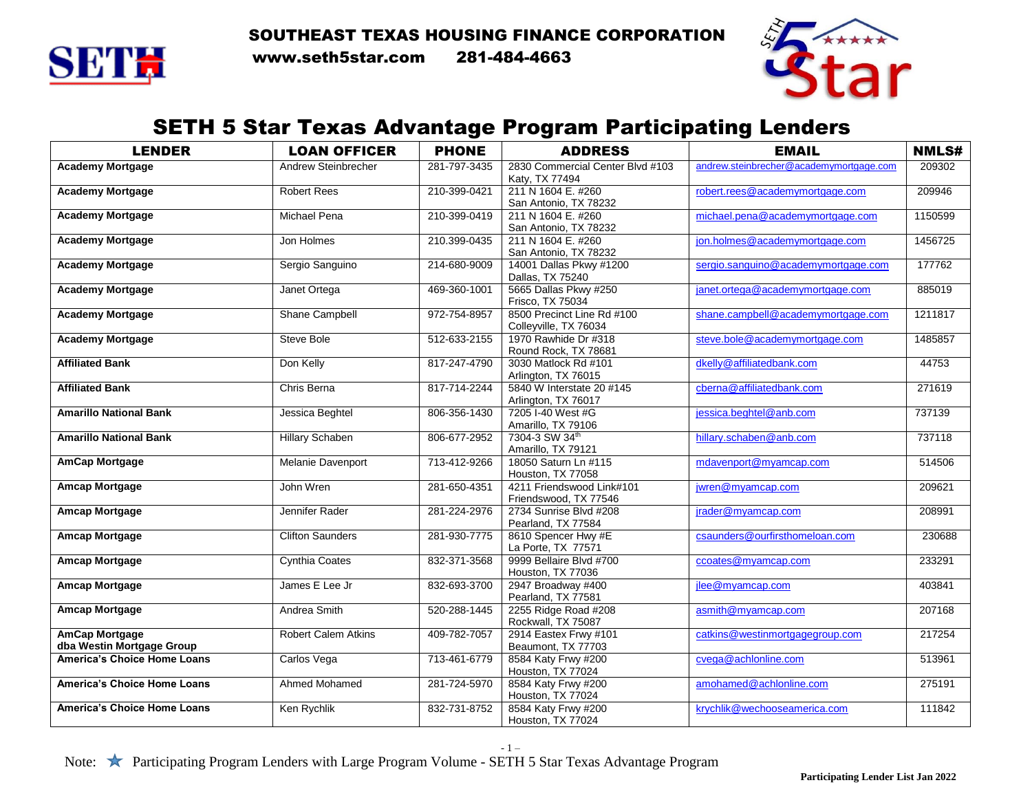# SOUTHEAST TEXAS HOUSING FINANCE CORPORATION

www.seth5star.com 281-484-4663

## SETH 5 Star Texas Advantage Program Participating Lenders

| LENDER | LOAN OFFICER | PHONE | ADDRESS | EMAIL | NMLS# |
|---|---|---|---|---|---|
| **Academy Mortgage** | Andrew Steinbrecher | 281-797-3435 | 2830 Commercial Center Blvd #103 Katy, TX 77494 | andrew.steinbrecher@academymortgage.com | 209302 |
| **Academy Mortgage** | Robert Rees | 210-399-0421 | 211 N 1604 E. #260 San Antonio, TX 78232 | robert.rees@academymortgage.com | 209946 |
| **Academy Mortgage** | Michael Pena | 210-399-0419 | 211 N 1604 E. #260 San Antonio, TX 78232 | michael.pena@academymortgage.com | 1150599 |
| **Academy Mortgage** | Jon Holmes | 210.399-0435 | 211 N 1604 E. #260 San Antonio, TX 78232 | jon.holmes@academymortgage.com | 1456725 |
| **Academy Mortgage** | Sergio Sanguino | 214-680-9009 | 14001 Dallas Pkwy #1200 Dallas, TX 75240 | sergio.sanguino@academymortgage.com | 177762 |
| **Academy Mortgage** | Janet Ortega | 469-360-1001 | 5665 Dallas Pkwy #250 Frisco, TX 75034 | janet.ortega@academymortgage.com | 885019 |
| **Academy Mortgage** | Shane Campbell | 972-754-8957 | 8500 Precinct Line Rd #100 Colleyville, TX 76034 | shane.campbell@academymortgage.com | 1211817 |
| **Academy Mortgage** | Steve Bole | 512-633-2155 | 1970 Rawhide Dr #318 Round Rock, TX 78681 | steve.bole@academymortgage.com | 1485857 |
| **Affiliated Bank** | Don Kelly | 817-247-4790 | 3030 Matlock Rd #101 Arlington, TX 76015 | dkelly@affiliatedbank.com | 44753 |
| **Affiliated Bank** | Chris Berna | 817-714-2244 | 5840 W Interstate 20 #145 Arlington, TX 76017 | cberna@affiliatedbank.com | 271619 |
| **Amarillo National Bank** | Jessica Beghtel | 806-356-1430 | 7205 I-40 West #G Amarillo, TX 79106 | jessica.beghtel@anb.com | 737139 |
| **Amarillo National Bank** | Hillary Schaben | 806-677-2952 | 7304-3 SW 34th Amarillo, TX 79121 | hillary.schaben@anb.com | 737118 |
| **AmCap Mortgage** | Melanie Davenport | 713-412-9266 | 18050 Saturn Ln #115 Houston, TX 77058 | mdavenport@myamcap.com | 514506 |
| **Amcap Mortgage** | John Wren | 281-650-4351 | 4211 Friendswood Link#101 Friendswood, TX 77546 | jwren@myamcap.com | 209621 |
| **Amcap Mortgage** | Jennifer Rader | 281-224-2976 | 2734 Sunrise Blvd #208 Pearland, TX 77584 | jrader@myamcap.com | 208991 |
| **Amcap Mortgage** | Clifton Saunders | 281-930-7775 | 8610 Spencer Hwy #E La Porte, TX 77571 | csaunders@ourfirsthomeloan.com | 230688 |
| **Amcap Mortgage** | Cynthia Coates | 832-371-3568 | 9999 Bellaire Blvd #700 Houston, TX 77036 | ccoates@myamcap.com | 233291 |
| **Amcap Mortgage** | James E Lee Jr | 832-693-3700 | 2947 Broadway #400 Pearland, TX 77581 | jlee@myamcap.com | 403841 |
| **Amcap Mortgage** | Andrea Smith | 520-288-1445 | 2255 Ridge Road #208 Rockwall, TX 75087 | asmith@myamcap.com | 207168 |
| **AmCap Mortgage dba Westin Mortgage Group** | Robert Calem Atkins | 409-782-7057 | 2914 Eastex Frwy #101 Beaumont, TX 77703 | catkins@westinmortgagegroup.com | 217254 |
| **America's Choice Home Loans** | Carlos Vega | 713-461-6779 | 8584 Katy Frwy #200 Houston, TX 77024 | cvega@achlonline.com | 513961 |
| **America's Choice Home Loans** | Ahmed Mohamed | 281-724-5970 | 8584 Katy Frwy #200 Houston, TX 77024 | amohamed@achlonline.com | 275191 |
| **America's Choice Home Loans** | Ken Rychlik | 832-731-8752 | 8584 Katy Frwy #200 Houston, TX 77024 | krychlik@wechooseamerica.com | 111842 |

Note: ★ Participating Program Lenders with Large Program Volume - SETH 5 Star Texas Advantage Program

**Participating Lender List Jan 2022**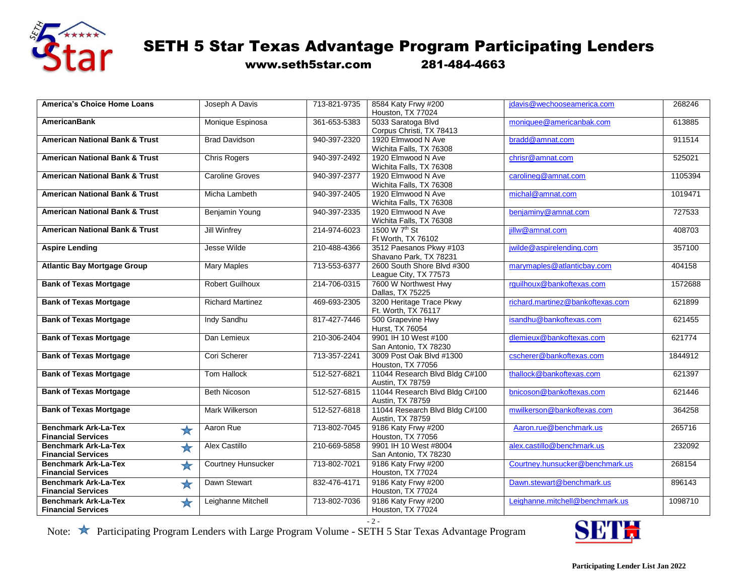# SETH 5 Star Texas Advantage Program Participating Lenders

**www.seth5star.com 281-484-4663**

| | | | | | |
|---|---|---|---|---|---|
| **America's Choice Home Loans** | Joseph A Davis | 713-821-9735 | 8584 Katy Frwy #200 Houston, TX 77024 | jdavis@wechooseamerica.com | 268246 |
| **AmericanBank** | Monique Espinosa | 361-653-5383 | 5033 Saratoga Blvd Corpus Christi, TX 78413 | moniquee@americanbak.com | 613885 |
| **American National Bank & Trust** | Brad Davidson | 940-397-2320 | 1920 Elmwood N Ave Wichita Falls, TX 76308 | bradd@amnat.com | 911514 |
| **American National Bank & Trust** | Chris Rogers | 940-397-2492 | 1920 Elmwood N Ave Wichita Falls, TX 76308 | chrisr@amnat.com | 525021 |
| **American National Bank & Trust** | Caroline Groves | 940-397-2377 | 1920 Elmwood N Ave Wichita Falls, TX 76308 | carolineg@amnat.com | 1105394 |
| **American National Bank & Trust** | Micha Lambeth | 940-397-2405 | 1920 Elmwood N Ave Wichita Falls, TX 76308 | michal@amnat.com | 1019471 |
| **American National Bank & Trust** | Benjamin Young | 940-397-2335 | 1920 Elmwood N Ave Wichita Falls, TX 76308 | benjaminy@amnat.com | 727533 |
| **American National Bank & Trust** | Jill Winfrey | 214-974-6023 | 1500 W 7th St Ft Worth, TX 76102 | jillw@amnat.com | 408703 |
| **Aspire Lending** | Jesse Wilde | 210-488-4366 | 3512 Paesanos Pkwy #103 Shavano Park, TX 78231 | jwilde@aspirelending.com | 357100 |
| **Atlantic Bay Mortgage Group** | Mary Maples | 713-553-6377 | 2600 South Shore Blvd #300 League City, TX 77573 | marymaples@atlanticbay.com | 404158 |
| **Bank of Texas Mortgage** | Robert Guilhoux | 214-706-0315 | 7600 W Northwest Hwy Dallas, TX 75225 | rguilhoux@bankoftexas.com | 1572688 |
| **Bank of Texas Mortgage** | Richard Martinez | 469-693-2305 | 3200 Heritage Trace Pkwy Ft. Worth, TX 76117 | richard.martinez@bankoftexas.com | 621899 |
| **Bank of Texas Mortgage** | Indy Sandhu | 817-427-7446 | 500 Grapevine Hwy Hurst, TX 76054 | isandhu@bankoftexas.com | 621455 |
| **Bank of Texas Mortgage** | Dan Lemieux | 210-306-2404 | 9901 IH 10 West #100 San Antonio, TX 78230 | dlemieux@bankoftexas.com | 621774 |
| **Bank of Texas Mortgage** | Cori Scherer | 713-357-2241 | 3009 Post Oak Blvd #1300 Houston, TX 77056 | cscherer@bankoftexas.com | 1844912 |
| **Bank of Texas Mortgage** | Tom Hallock | 512-527-6821 | 11044 Research Blvd Bldg C#100 Austin, TX 78759 | thallock@bankoftexas.com | 621397 |
| **Bank of Texas Mortgage** | Beth Nicoson | 512-527-6815 | 11044 Research Blvd Bldg C#100 Austin, TX 78759 | bnicoson@bankoftexas.com | 621446 |
| **Bank of Texas Mortgage** | Mark Wilkerson | 512-527-6818 | 11044 Research Blvd Bldg C#100 Austin, TX 78759 | mwilkerson@bankoftexas.com | 364258 |
| **Benchmark Ark-La-Tex Financial Services** ★ | Aaron Rue | 713-802-7045 | 9186 Katy Frwy #200 Houston, TX 77056 | Aaron.rue@benchmark.us | 265716 |
| **Benchmark Ark-La-Tex Financial Services** ★ | Alex Castillo | 210-669-5858 | 9901 IH 10 West #8004 San Antonio, TX 78230 | alex.castillo@benchmark.us | 232092 |
| **Benchmark Ark-La-Tex Financial Services** ★ | Courtney Hunsucker | 713-802-7021 | 9186 Katy Frwy #200 Houston, TX 77024 | Courtney.hunsucker@benchmark.us | 268154 |
| **Benchmark Ark-La-Tex Financial Services** ★ | Dawn Stewart | 832-476-4171 | 9186 Katy Frwy #200 Houston, TX 77024 | Dawn.stewart@benchmark.us | 896143 |
| **Benchmark Ark-La-Tex Financial Services** ★ | Leighanne Mitchell | 713-802-7036 | 9186 Katy Frwy #200 Houston, TX 77024 | Leighanne.mitchell@benchmark.us | 1098710 |

Note: ★ Participating Program Lenders with Large Program Volume - SETH 5 Star Texas Advantage Program

**Participating Lender List Jan 2022**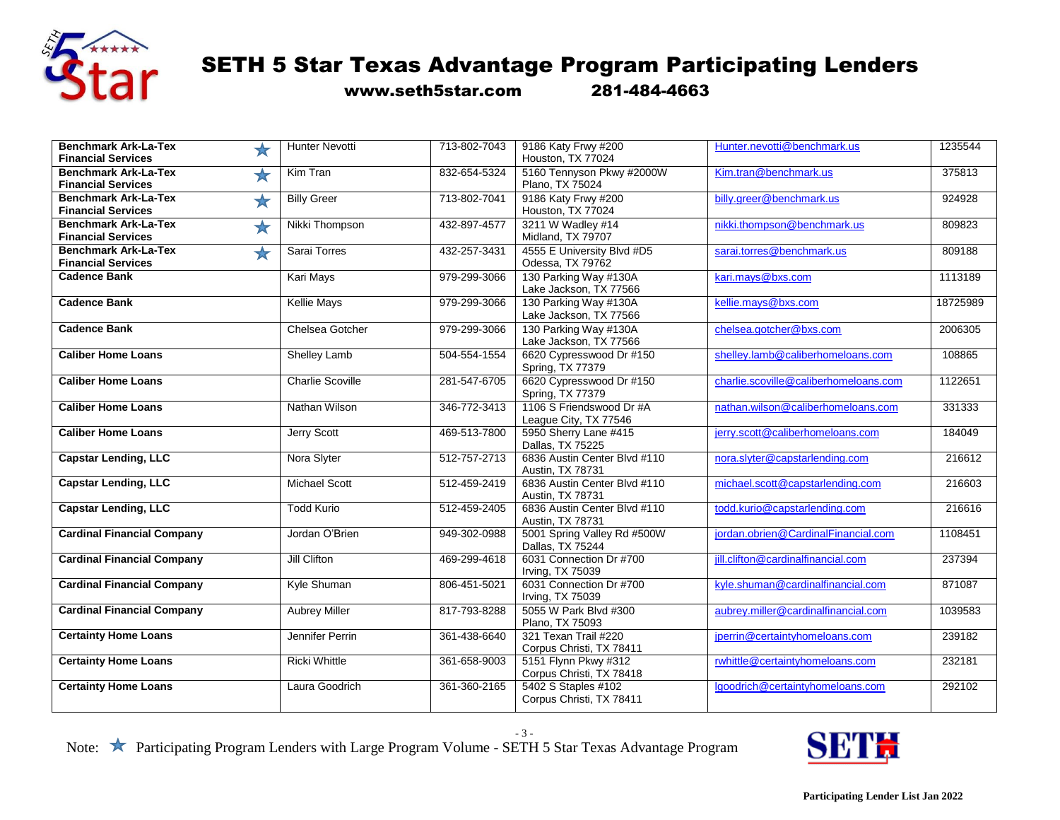# SETH 5 Star Texas Advantage Program Participating Lenders

**www.seth5star.com        281-484-4663**

| Lender | Contact | Phone | Address | Email | NMLS |
|---|---|---|---|---|---|
| **Benchmark Ark-La-Tex Financial Services** ★ | Hunter Nevotti | 713-802-7043 | 9186 Katy Frwy #200<br>Houston, TX 77024 | Hunter.nevotti@benchmark.us | 1235544 |
| **Benchmark Ark-La-Tex Financial Services** ★ | Kim Tran | 832-654-5324 | 5160 Tennyson Pkwy #2000W<br>Plano, TX 75024 | Kim.tran@benchmark.us | 375813 |
| **Benchmark Ark-La-Tex Financial Services** ★ | Billy Greer | 713-802-7041 | 9186 Katy Frwy #200<br>Houston, TX 77024 | billy.greer@benchmark.us | 924928 |
| **Benchmark Ark-La-Tex Financial Services** ★ | Nikki Thompson | 432-897-4577 | 3211 W Wadley #14<br>Midland, TX 79707 | nikki.thompson@benchmark.us | 809823 |
| **Benchmark Ark-La-Tex Financial Services** ★ | Sarai Torres | 432-257-3431 | 4555 E University Blvd #D5<br>Odessa, TX 79762 | sarai.torres@benchmark.us | 809188 |
| **Cadence Bank** | Kari Mays | 979-299-3066 | 130 Parking Way #130A<br>Lake Jackson, TX 77566 | kari.mays@bxs.com | 1113189 |
| **Cadence Bank** | Kellie Mays | 979-299-3066 | 130 Parking Way #130A<br>Lake Jackson, TX 77566 | kellie.mays@bxs.com | 18725989 |
| **Cadence Bank** | Chelsea Gotcher | 979-299-3066 | 130 Parking Way #130A<br>Lake Jackson, TX 77566 | chelsea.gotcher@bxs.com | 2006305 |
| **Caliber Home Loans** | Shelley Lamb | 504-554-1554 | 6620 Cypresswood Dr #150<br>Spring, TX 77379 | shelley.lamb@caliberhomeloans.com | 108865 |
| **Caliber Home Loans** | Charlie Scoville | 281-547-6705 | 6620 Cypresswood Dr #150<br>Spring, TX 77379 | charlie.scoville@caliberhomeloans.com | 1122651 |
| **Caliber Home Loans** | Nathan Wilson | 346-772-3413 | 1106 S Friendswood Dr #A<br>League City, TX 77546 | nathan.wilson@caliberhomeloans.com | 331333 |
| **Caliber Home Loans** | Jerry Scott | 469-513-7800 | 5950 Sherry Lane #415<br>Dallas, TX 75225 | jerry.scott@caliberhomeloans.com | 184049 |
| **Capstar Lending, LLC** | Nora Slyter | 512-757-2713 | 6836 Austin Center Blvd #110<br>Austin, TX 78731 | nora.slyter@capstarlending.com | 216612 |
| **Capstar Lending, LLC** | Michael Scott | 512-459-2419 | 6836 Austin Center Blvd #110<br>Austin, TX 78731 | michael.scott@capstarlending.com | 216603 |
| **Capstar Lending, LLC** | Todd Kurio | 512-459-2405 | 6836 Austin Center Blvd #110<br>Austin, TX 78731 | todd.kurio@capstarlending.com | 216616 |
| **Cardinal Financial Company** | Jordan O'Brien | 949-302-0988 | 5001 Spring Valley Rd #500W<br>Dallas, TX 75244 | jordan.obrien@CardinalFinancial.com | 1108451 |
| **Cardinal Financial Company** | Jill Clifton | 469-299-4618 | 6031 Connection Dr #700<br>Irving, TX 75039 | jill.clifton@cardinalfinancial.com | 237394 |
| **Cardinal Financial Company** | Kyle Shuman | 806-451-5021 | 6031 Connection Dr #700<br>Irving, TX 75039 | kyle.shuman@cardinalfinancial.com | 871087 |
| **Cardinal Financial Company** | Aubrey Miller | 817-793-8288 | 5055 W Park Blvd #300<br>Plano, TX 75093 | aubrey.miller@cardinalfinancial.com | 1039583 |
| **Certainty Home Loans** | Jennifer Perrin | 361-438-6640 | 321 Texan Trail #220<br>Corpus Christi, TX 78411 | jperrin@certaintyhomeloans.com | 239182 |
| **Certainty Home Loans** | Ricki Whittle | 361-658-9003 | 5151 Flynn Pkwy #312<br>Corpus Christi, TX 78418 | rwhittle@certaintyhomeloans.com | 232181 |
| **Certainty Home Loans** | Laura Goodrich | 361-360-2165 | 5402 S Staples #102<br>Corpus Christi, TX 78411 | lgoodrich@certaintyhomeloans.com | 292102 |

Note: ★ Participating Program Lenders with Large Program Volume - SETH 5 Star Texas Advantage Program

**Participating Lender List Jan 2022**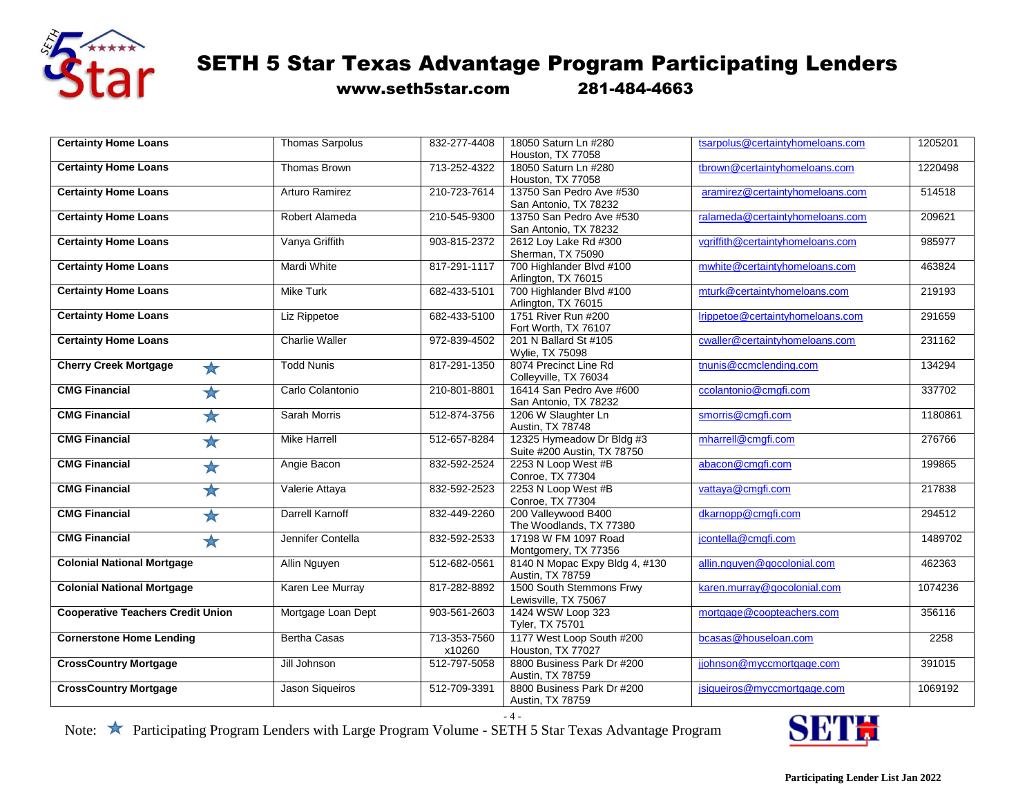# SETH 5 Star Texas Advantage Program Participating Lenders

**www.seth5star.com 281-484-4663**

| Lender | Contact | Phone | Address | Email | NMLS |
|---|---|---|---|---|---|
| **Certainty Home Loans** | Thomas Sarpolus | 832-277-4408 | 18050 Saturn Ln #280 Houston, TX 77058 | tsarpolus@certaintyhomeloans.com | 1205201 |
| **Certainty Home Loans** | Thomas Brown | 713-252-4322 | 18050 Saturn Ln #280 Houston, TX 77058 | tbrown@certaintyhomeloans.com | 1220498 |
| **Certainty Home Loans** | Arturo Ramirez | 210-723-7614 | 13750 San Pedro Ave #530 San Antonio, TX 78232 | aramirez@certaintyhomeloans.com | 514518 |
| **Certainty Home Loans** | Robert Alameda | 210-545-9300 | 13750 San Pedro Ave #530 San Antonio, TX 78232 | ralameda@certaintyhomeloans.com | 209621 |
| **Certainty Home Loans** | Vanya Griffith | 903-815-2372 | 2612 Loy Lake Rd #300 Sherman, TX 75090 | vgriffith@certaintyhomeloans.com | 985977 |
| **Certainty Home Loans** | Mardi White | 817-291-1117 | 700 Highlander Blvd #100 Arlington, TX 76015 | mwhite@certaintyhomeloans.com | 463824 |
| **Certainty Home Loans** | Mike Turk | 682-433-5101 | 700 Highlander Blvd #100 Arlington, TX 76015 | mturk@certaintyhomeloans.com | 219193 |
| **Certainty Home Loans** | Liz Rippetoe | 682-433-5100 | 1751 River Run #200 Fort Worth, TX 76107 | lrippetoe@certaintyhomeloans.com | 291659 |
| **Certainty Home Loans** | Charlie Waller | 972-839-4502 | 201 N Ballard St #105 Wylie, TX 75098 | cwaller@certaintyhomeloans.com | 231162 |
| **Cherry Creek Mortgage** ★ | Todd Nunis | 817-291-1350 | 8074 Precinct Line Rd Colleyville, TX 76034 | tnunis@ccmclending.com | 134294 |
| **CMG Financial** ★ | Carlo Colantonio | 210-801-8801 | 16414 San Pedro Ave #600 San Antonio, TX 78232 | ccolantonio@cmgfi.com | 337702 |
| **CMG Financial** ★ | Sarah Morris | 512-874-3756 | 1206 W Slaughter Ln Austin, TX 78748 | smorris@cmgfi.com | 1180861 |
| **CMG Financial** ★ | Mike Harrell | 512-657-8284 | 12325 Hymeadow Dr Bldg #3 Suite #200 Austin, TX 78750 | mharrell@cmgfi.com | 276766 |
| **CMG Financial** ★ | Angie Bacon | 832-592-2524 | 2253 N Loop West #B Conroe, TX 77304 | abacon@cmgfi.com | 199865 |
| **CMG Financial** ★ | Valerie Attaya | 832-592-2523 | 2253 N Loop West #B Conroe, TX 77304 | vattaya@cmgfi.com | 217838 |
| **CMG Financial** ★ | Darrell Karnoff | 832-449-2260 | 200 Valleywood B400 The Woodlands, TX 77380 | dkarnopp@cmgfi.com | 294512 |
| **CMG Financial** ★ | Jennifer Contella | 832-592-2533 | 17198 W FM 1097 Road Montgomery, TX 77356 | jcontella@cmgfi.com | 1489702 |
| **Colonial National Mortgage** | Allin Nguyen | 512-682-0561 | 8140 N Mopac Expy Bldg 4, #130 Austin, TX 78759 | allin.nguyen@gocolonial.com | 462363 |
| **Colonial National Mortgage** | Karen Lee Murray | 817-282-8892 | 1500 South Stemmons Frwy Lewisville, TX 75067 | karen.murray@gocolonial.com | 1074236 |
| **Cooperative Teachers Credit Union** | Mortgage Loan Dept | 903-561-2603 | 1424 WSW Loop 323 Tyler, TX 75701 | mortgage@coopteachers.com | 356116 |
| **Cornerstone Home Lending** | Bertha Casas | 713-353-7560 x10260 | 1177 West Loop South #200 Houston, TX 77027 | bcasas@houseloan.com | 2258 |
| **CrossCountry Mortgage** | Jill Johnson | 512-797-5058 | 8800 Business Park Dr #200 Austin, TX 78759 | jjohnson@myccmortgage.com | 391015 |
| **CrossCountry Mortgage** | Jason Siqueiros | 512-709-3391 | 8800 Business Park Dr #200 Austin, TX 78759 | jsiqueiros@myccmortgage.com | 1069192 |

Note: ★ Participating Program Lenders with Large Program Volume - SETH 5 Star Texas Advantage Program

Participating Lender List Jan 2022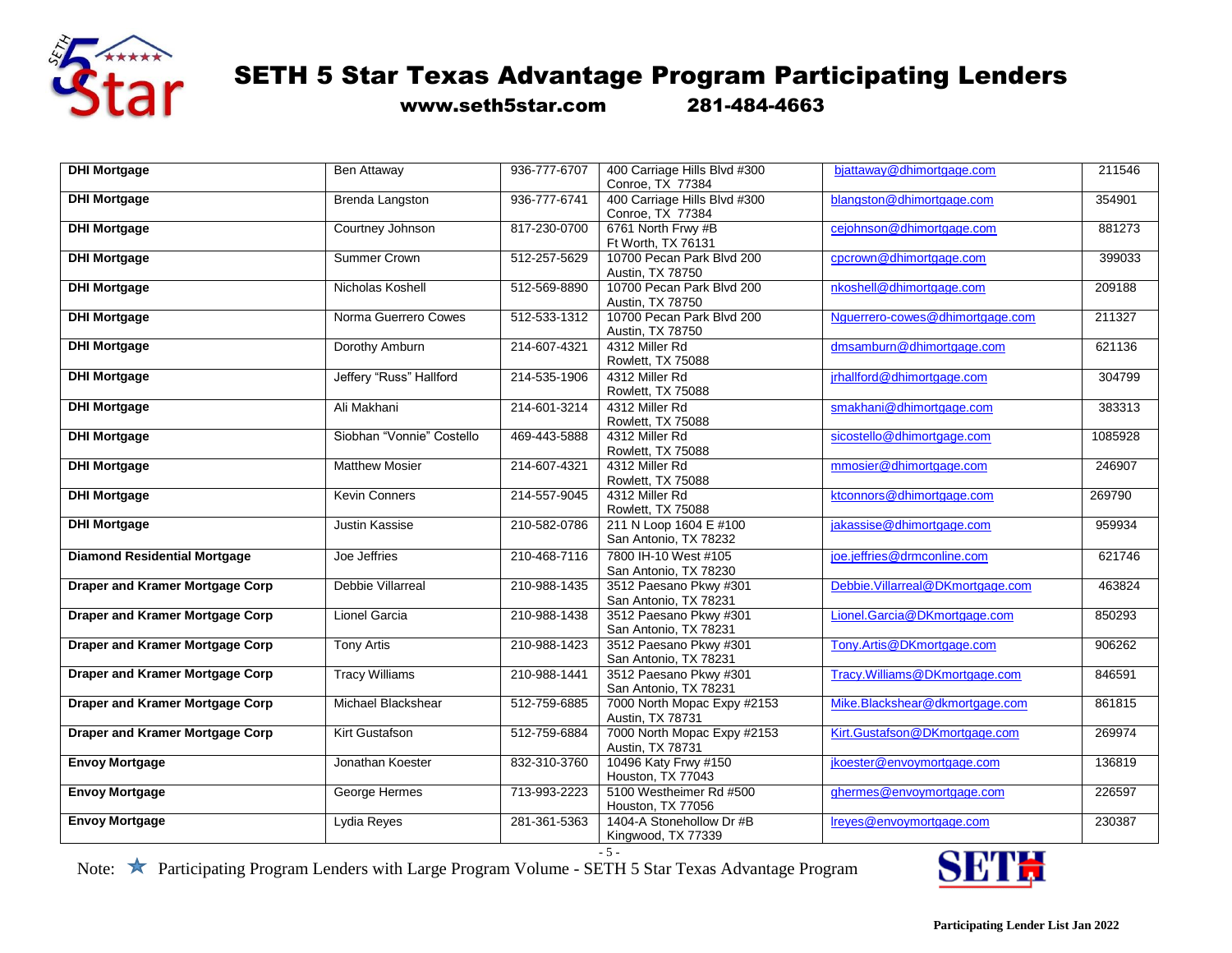# SETH 5 Star Texas Advantage Program Participating Lenders

**www.seth5star.com 281-484-4663**

| Lender | Contact | Phone | Address | Email | NMLS |
|---|---|---|---|---|---|
| **DHI Mortgage** | Ben Attaway | 936-777-6707 | 400 Carriage Hills Blvd #300 Conroe, TX 77384 | bjattaway@dhimortgage.com | 211546 |
| **DHI Mortgage** | Brenda Langston | 936-777-6741 | 400 Carriage Hills Blvd #300 Conroe, TX 77384 | blangston@dhimortgage.com | 354901 |
| **DHI Mortgage** | Courtney Johnson | 817-230-0700 | 6761 North Frwy #B Ft Worth, TX 76131 | cejohnson@dhimortgage.com | 881273 |
| **DHI Mortgage** | Summer Crown | 512-257-5629 | 10700 Pecan Park Blvd 200 Austin, TX 78750 | cpcrown@dhimortgage.com | 399033 |
| **DHI Mortgage** | Nicholas Koshell | 512-569-8890 | 10700 Pecan Park Blvd 200 Austin, TX 78750 | nkoshell@dhimortgage.com | 209188 |
| **DHI Mortgage** | Norma Guerrero Cowes | 512-533-1312 | 10700 Pecan Park Blvd 200 Austin, TX 78750 | Nguerrero-cowes@dhimortgage.com | 211327 |
| **DHI Mortgage** | Dorothy Amburn | 214-607-4321 | 4312 Miller Rd Rowlett, TX 75088 | dmsamburn@dhimortgage.com | 621136 |
| **DHI Mortgage** | Jeffery "Russ" Hallford | 214-535-1906 | 4312 Miller Rd Rowlett, TX 75088 | jrhallford@dhimortgage.com | 304799 |
| **DHI Mortgage** | Ali Makhani | 214-601-3214 | 4312 Miller Rd Rowlett, TX 75088 | smakhani@dhimortgage.com | 383313 |
| **DHI Mortgage** | Siobhan "Vonnie" Costello | 469-443-5888 | 4312 Miller Rd Rowlett, TX 75088 | sicostello@dhimortgage.com | 1085928 |
| **DHI Mortgage** | Matthew Mosier | 214-607-4321 | 4312 Miller Rd Rowlett, TX 75088 | mmosier@dhimortgage.com | 246907 |
| **DHI Mortgage** | Kevin Conners | 214-557-9045 | 4312 Miller Rd Rowlett, TX 75088 | ktconnors@dhimortgage.com | 269790 |
| **DHI Mortgage** | Justin Kassise | 210-582-0786 | 211 N Loop 1604 E #100 San Antonio, TX 78232 | jakassise@dhimortgage.com | 959934 |
| **Diamond Residential Mortgage** | Joe Jeffries | 210-468-7116 | 7800 IH-10 West #105 San Antonio, TX 78230 | joe.jeffries@drmconline.com | 621746 |
| **Draper and Kramer Mortgage Corp** | Debbie Villarreal | 210-988-1435 | 3512 Paesano Pkwy #301 San Antonio, TX 78231 | Debbie.Villarreal@DKmortgage.com | 463824 |
| **Draper and Kramer Mortgage Corp** | Lionel Garcia | 210-988-1438 | 3512 Paesano Pkwy #301 San Antonio, TX 78231 | Lionel.Garcia@DKmortgage.com | 850293 |
| **Draper and Kramer Mortgage Corp** | Tony Artis | 210-988-1423 | 3512 Paesano Pkwy #301 San Antonio, TX 78231 | Tony.Artis@DKmortgage.com | 906262 |
| **Draper and Kramer Mortgage Corp** | Tracy Williams | 210-988-1441 | 3512 Paesano Pkwy #301 San Antonio, TX 78231 | Tracy.Williams@DKmortgage.com | 846591 |
| **Draper and Kramer Mortgage Corp** | Michael Blackshear | 512-759-6885 | 7000 North Mopac Expy #2153 Austin, TX 78731 | Mike.Blackshear@dkmortgage.com | 861815 |
| **Draper and Kramer Mortgage Corp** | Kirt Gustafson | 512-759-6884 | 7000 North Mopac Expy #2153 Austin, TX 78731 | Kirt.Gustafson@DKmortgage.com | 269974 |
| **Envoy Mortgage** | Jonathan Koester | 832-310-3760 | 10496 Katy Frwy #150 Houston, TX 77043 | jkoester@envoymortgage.com | 136819 |
| **Envoy Mortgage** | George Hermes | 713-993-2223 | 5100 Westheimer Rd #500 Houston, TX 77056 | ghermes@envoymortgage.com | 226597 |
| **Envoy Mortgage** | Lydia Reyes | 281-361-5363 | 1404-A Stonehollow Dr #B Kingwood, TX 77339 | lreyes@envoymortgage.com | 230387 |

Note: ★ Participating Program Lenders with Large Program Volume - SETH 5 Star Texas Advantage Program

**Participating Lender List Jan 2022**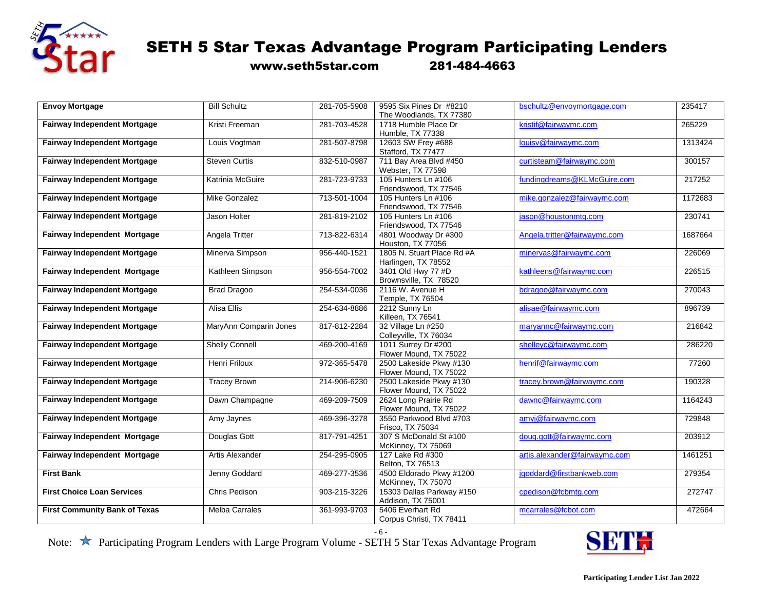# SETH 5 Star Texas Advantage Program Participating Lenders

**www.seth5star.com 281-484-4663**

| Lender | Contact | Phone | Address | Email | NMLS |
|---|---|---|---|---|---|
| **Envoy Mortgage** | Bill Schultz | 281-705-5908 | 9595 Six Pines Dr #8210 The Woodlands, TX 77380 | bschultz@envoymortgage.com | 235417 |
| **Fairway Independent Mortgage** | Kristi Freeman | 281-703-4528 | 1718 Humble Place Dr Humble, TX 77338 | kristif@fairwaymc.com | 265229 |
| **Fairway Independent Mortgage** | Louis Vogtman | 281-507-8798 | 12603 SW Frey #688 Stafford, TX 77477 | louisv@fairwaymc.com | 1313424 |
| **Fairway Independent Mortgage** | Steven Curtis | 832-510-0987 | 711 Bay Area Blvd #450 Webster, TX 77598 | curtisteam@fairwaymc.com | 300157 |
| **Fairway Independent Mortgage** | Katrinia McGuire | 281-723-9733 | 105 Hunters Ln #106 Friendswood, TX 77546 | fundingdreams@KLMcGuire.com | 217252 |
| **Fairway Independent Mortgage** | Mike Gonzalez | 713-501-1004 | 105 Hunters Ln #106 Friendswood, TX 77546 | mike.gonzalez@fairwaymc.com | 1172683 |
| **Fairway Independent Mortgage** | Jason Holter | 281-819-2102 | 105 Hunters Ln #106 Friendswood, TX 77546 | jason@houstonmtg.com | 230741 |
| **Fairway Independent Mortgage** | Angela Tritter | 713-822-6314 | 4801 Woodway Dr #300 Houston, TX 77056 | Angela.tritter@fairwaymc.com | 1687664 |
| **Fairway Independent Mortgage** | Minerva Simpson | 956-440-1521 | 1805 N. Stuart Place Rd #A Harlingen, TX 78552 | minervas@fairwaymc.com | 226069 |
| **Fairway Independent Mortgage** | Kathleen Simpson | 956-554-7002 | 3401 Old Hwy 77 #D Brownsville, TX 78520 | kathleens@fairwaymc.com | 226515 |
| **Fairway Independent Mortgage** | Brad Dragoo | 254-534-0036 | 2116 W. Avenue H Temple, TX 76504 | bdragoo@fairwaymc.com | 270043 |
| **Fairway Independent Mortgage** | Alisa Ellis | 254-634-8886 | 2212 Sunny Ln Killeen, TX 76541 | alisae@fairwaymc.com | 896739 |
| **Fairway Independent Mortgage** | MaryAnn Comparin Jones | 817-812-2284 | 32 Village Ln #250 Colleyville, TX 76034 | maryannc@fairwaymc.com | 216842 |
| **Fairway Independent Mortgage** | Shelly Connell | 469-200-4169 | 1011 Surrey Dr #200 Flower Mound, TX 75022 | shelleyc@fairwaymc.com | 286220 |
| **Fairway Independent Mortgage** | Henri Friloux | 972-365-5478 | 2500 Lakeside Pkwy #130 Flower Mound, TX 75022 | henrif@fairwaymc.com | 77260 |
| **Fairway Independent Mortgage** | Tracey Brown | 214-906-6230 | 2500 Lakeside Pkwy #130 Flower Mound, TX 75022 | tracey.brown@fairwaymc.com | 190328 |
| **Fairway Independent Mortgage** | Dawn Champagne | 469-209-7509 | 2624 Long Prairie Rd Flower Mound, TX 75022 | dawnc@fairwaymc.com | 1164243 |
| **Fairway Independent Mortgage** | Amy Jaynes | 469-396-3278 | 3550 Parkwood Blvd #703 Frisco, TX 75034 | amyj@fairwaymc.com | 729848 |
| **Fairway Independent Mortgage** | Douglas Gott | 817-791-4251 | 307 S McDonald St #100 McKinney, TX 75069 | doug.gott@fairwaymc.com | 203912 |
| **Fairway Independent Mortgage** | Artis Alexander | 254-295-0905 | 127 Lake Rd #300 Belton, TX 76513 | artis.alexander@fairwaymc.com | 1461251 |
| **First Bank** | Jenny Goddard | 469-277-3536 | 4500 Eldorado Pkwy #1200 McKinney, TX 75070 | jgoddard@firstbankweb.com | 279354 |
| **First Choice Loan Services** | Chris Pedison | 903-215-3226 | 15303 Dallas Parkway #150 Addison, TX 75001 | cpedison@fcbmtg.com | 272747 |
| **First Community Bank of Texas** | Melba Carrales | 361-993-9703 | 5406 Everhart Rd Corpus Christi, TX 78411 | mcarrales@fcbot.com | 472664 |

Note: ★ Participating Program Lenders with Large Program Volume - SETH 5 Star Texas Advantage Program

Participating Lender List Jan 2022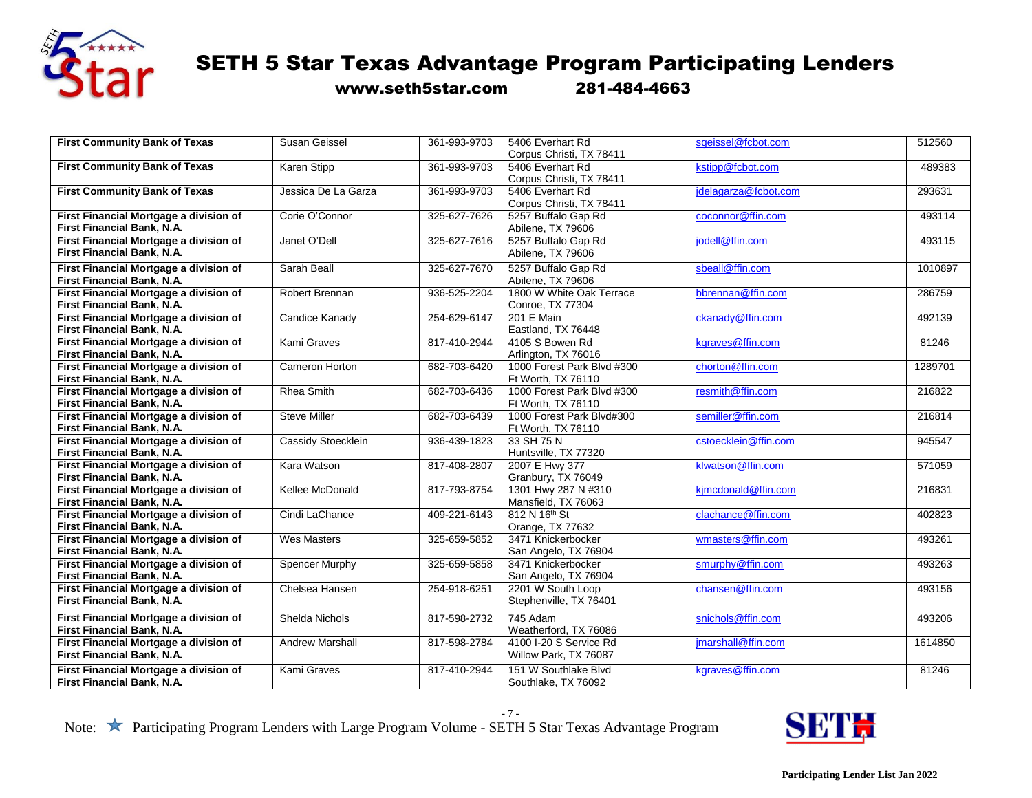# SETH 5 Star Texas Advantage Program Participating Lenders

**www.seth5star.com 281-484-4663**

| Lender | Contact | Phone | Address | Email | NMLS |
|---|---|---|---|---|---|
| **First Community Bank of Texas** | Susan Geissel | 361-993-9703 | 5406 Everhart Rd<br>Corpus Christi, TX 78411 | sgeissel@fcbot.com | 512560 |
| **First Community Bank of Texas** | Karen Stipp | 361-993-9703 | 5406 Everhart Rd<br>Corpus Christi, TX 78411 | kstipp@fcbot.com | 489383 |
| **First Community Bank of Texas** | Jessica De La Garza | 361-993-9703 | 5406 Everhart Rd<br>Corpus Christi, TX 78411 | jdelagarza@fcbot.com | 293631 |
| **First Financial Mortgage a division of First Financial Bank, N.A.** | Corie O'Connor | 325-627-7626 | 5257 Buffalo Gap Rd<br>Abilene, TX 79606 | coconnor@ffin.com | 493114 |
| **First Financial Mortgage a division of First Financial Bank, N.A.** | Janet O'Dell | 325-627-7616 | 5257 Buffalo Gap Rd<br>Abilene, TX 79606 | jodell@ffin.com | 493115 |
| **First Financial Mortgage a division of First Financial Bank, N.A.** | Sarah Beall | 325-627-7670 | 5257 Buffalo Gap Rd<br>Abilene, TX 79606 | sbeall@ffin.com | 1010897 |
| **First Financial Mortgage a division of First Financial Bank, N.A.** | Robert Brennan | 936-525-2204 | 1800 W White Oak Terrace<br>Conroe, TX 77304 | bbrennan@ffin.com | 286759 |
| **First Financial Mortgage a division of First Financial Bank, N.A.** | Candice Kanady | 254-629-6147 | 201 E Main<br>Eastland, TX 76448 | ckanady@ffin.com | 492139 |
| **First Financial Mortgage a division of First Financial Bank, N.A.** | Kami Graves | 817-410-2944 | 4105 S Bowen Rd<br>Arlington, TX 76016 | kgraves@ffin.com | 81246 |
| **First Financial Mortgage a division of First Financial Bank, N.A.** | Cameron Horton | 682-703-6420 | 1000 Forest Park Blvd #300<br>Ft Worth, TX 76110 | chorton@ffin.com | 1289701 |
| **First Financial Mortgage a division of First Financial Bank, N.A.** | Rhea Smith | 682-703-6436 | 1000 Forest Park Blvd #300<br>Ft Worth, TX 76110 | resmith@ffin.com | 216822 |
| **First Financial Mortgage a division of First Financial Bank, N.A.** | Steve Miller | 682-703-6439 | 1000 Forest Park Blvd#300<br>Ft Worth, TX 76110 | semiller@ffin.com | 216814 |
| **First Financial Mortgage a division of First Financial Bank, N.A.** | Cassidy Stoecklein | 936-439-1823 | 33 SH 75 N<br>Huntsville, TX 77320 | cstoecklein@ffin.com | 945547 |
| **First Financial Mortgage a division of First Financial Bank, N.A.** | Kara Watson | 817-408-2807 | 2007 E Hwy 377<br>Granbury, TX 76049 | klwatson@ffin.com | 571059 |
| **First Financial Mortgage a division of First Financial Bank, N.A.** | Kellee McDonald | 817-793-8754 | 1301 Hwy 287 N #310<br>Mansfield, TX 76063 | kjmcdonald@ffin.com | 216831 |
| **First Financial Mortgage a division of First Financial Bank, N.A.** | Cindi LaChance | 409-221-6143 | 812 N 16th St<br>Orange, TX 77632 | clachance@ffin.com | 402823 |
| **First Financial Mortgage a division of First Financial Bank, N.A.** | Wes Masters | 325-659-5852 | 3471 Knickerbocker<br>San Angelo, TX 76904 | wmasters@ffin.com | 493261 |
| **First Financial Mortgage a division of First Financial Bank, N.A.** | Spencer Murphy | 325-659-5858 | 3471 Knickerbocker<br>San Angelo, TX 76904 | smurphy@ffin.com | 493263 |
| **First Financial Mortgage a division of First Financial Bank, N.A.** | Chelsea Hansen | 254-918-6251 | 2201 W South Loop<br>Stephenville, TX 76401 | chansen@ffin.com | 493156 |
| **First Financial Mortgage a division of First Financial Bank, N.A.** | Shelda Nichols | 817-598-2732 | 745 Adam<br>Weatherford, TX 76086 | snichols@ffin.com | 493206 |
| **First Financial Mortgage a division of First Financial Bank, N.A.** | Andrew Marshall | 817-598-2784 | 4100 I-20 S Service Rd<br>Willow Park, TX 76087 | jmarshall@ffin.com | 1614850 |
| **First Financial Mortgage a division of First Financial Bank, N.A.** | Kami Graves | 817-410-2944 | 151 W Southlake Blvd<br>Southlake, TX 76092 | kgraves@ffin.com | 81246 |

Note: ★ Participating Program Lenders with Large Program Volume - SETH 5 Star Texas Advantage Program

Participating Lender List Jan 2022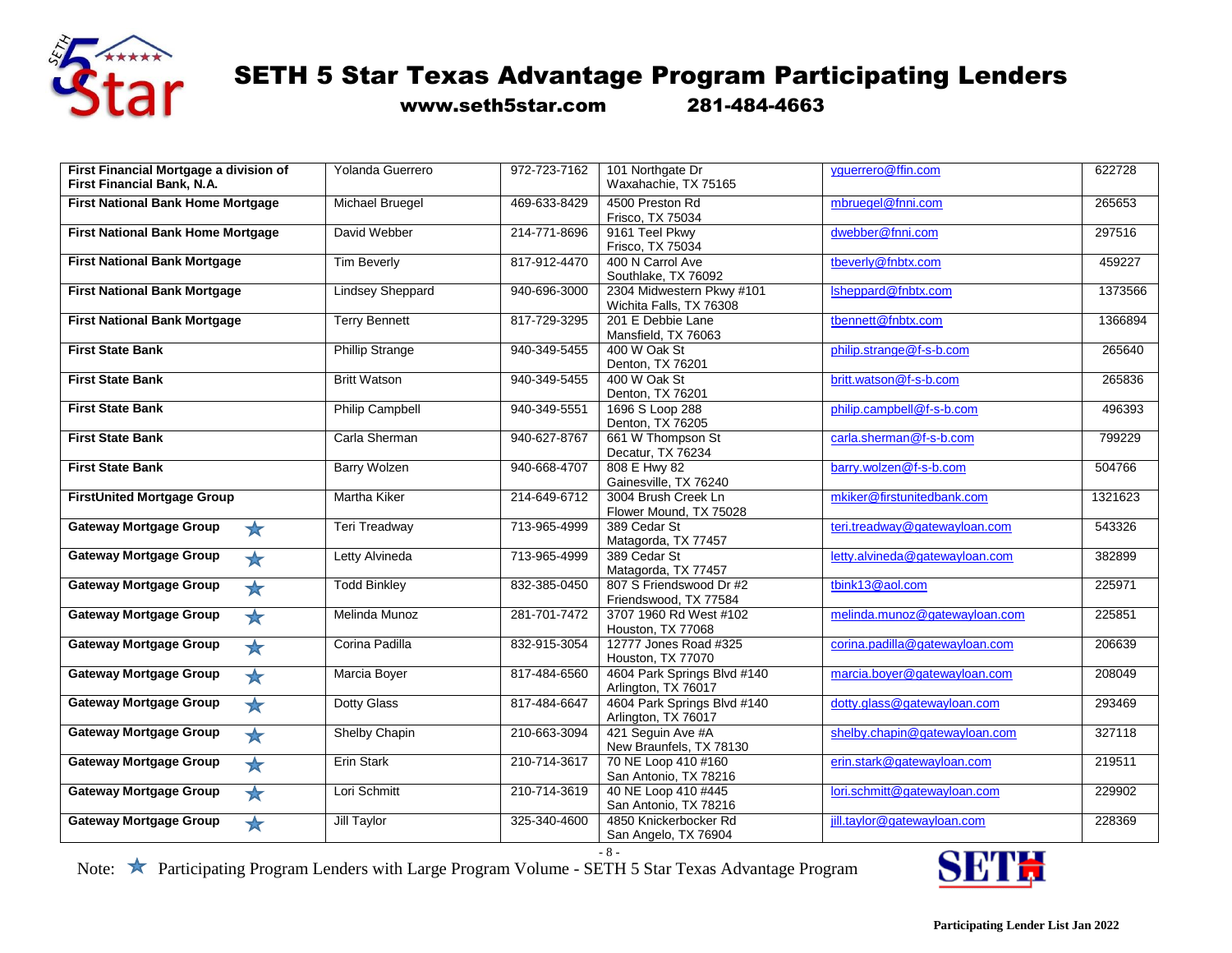# SETH 5 Star Texas Advantage Program Participating Lenders

www.seth5star.com 281-484-4663

| Lender | Contact | Phone | Address | Email | NMLS |
|---|---|---|---|---|---|
| **First Financial Mortgage a division of First Financial Bank, N.A.** | Yolanda Guerrero | 972-723-7162 | 101 Northgate Dr Waxahachie, TX 75165 | yguerrero@ffin.com | 622728 |
| **First National Bank Home Mortgage** | Michael Bruegel | 469-633-8429 | 4500 Preston Rd Frisco, TX 75034 | mbruegel@fnni.com | 265653 |
| **First National Bank Home Mortgage** | David Webber | 214-771-8696 | 9161 Teel Pkwy Frisco, TX 75034 | dwebber@fnni.com | 297516 |
| **First National Bank Mortgage** | Tim Beverly | 817-912-4470 | 400 N Carrol Ave Southlake, TX 76092 | tbeverly@fnbtx.com | 459227 |
| **First National Bank Mortgage** | Lindsey Sheppard | 940-696-3000 | 2304 Midwestern Pkwy #101 Wichita Falls, TX 76308 | lsheppard@fnbtx.com | 1373566 |
| **First National Bank Mortgage** | Terry Bennett | 817-729-3295 | 201 E Debbie Lane Mansfield, TX 76063 | tbennett@fnbtx.com | 1366894 |
| **First State Bank** | Phillip Strange | 940-349-5455 | 400 W Oak St Denton, TX 76201 | philip.strange@f-s-b.com | 265640 |
| **First State Bank** | Britt Watson | 940-349-5455 | 400 W Oak St Denton, TX 76201 | britt.watson@f-s-b.com | 265836 |
| **First State Bank** | Philip Campbell | 940-349-5551 | 1696 S Loop 288 Denton, TX 76205 | philip.campbell@f-s-b.com | 496393 |
| **First State Bank** | Carla Sherman | 940-627-8767 | 661 W Thompson St Decatur, TX 76234 | carla.sherman@f-s-b.com | 799229 |
| **First State Bank** | Barry Wolzen | 940-668-4707 | 808 E Hwy 82 Gainesville, TX 76240 | barry.wolzen@f-s-b.com | 504766 |
| **FirstUnited Mortgage Group** | Martha Kiker | 214-649-6712 | 3004 Brush Creek Ln Flower Mound, TX 75028 | mkiker@firstunitedbank.com | 1321623 |
| **Gateway Mortgage Group** ★ | Teri Treadway | 713-965-4999 | 389 Cedar St Matagorda, TX 77457 | teri.treadway@gatewayloan.com | 543326 |
| **Gateway Mortgage Group** ★ | Letty Alvineda | 713-965-4999 | 389 Cedar St Matagorda, TX 77457 | letty.alvineda@gatewayloan.com | 382899 |
| **Gateway Mortgage Group** ★ | Todd Binkley | 832-385-0450 | 807 S Friendswood Dr #2 Friendswood, TX 77584 | tbink13@aol.com | 225971 |
| **Gateway Mortgage Group** ★ | Melinda Munoz | 281-701-7472 | 3707 1960 Rd West #102 Houston, TX 77068 | melinda.munoz@gatewayloan.com | 225851 |
| **Gateway Mortgage Group** ★ | Corina Padilla | 832-915-3054 | 12777 Jones Road #325 Houston, TX 77070 | corina.padilla@gatewayloan.com | 206639 |
| **Gateway Mortgage Group** ★ | Marcia Boyer | 817-484-6560 | 4604 Park Springs Blvd #140 Arlington, TX 76017 | marcia.boyer@gatewayloan.com | 208049 |
| **Gateway Mortgage Group** ★ | Dotty Glass | 817-484-6647 | 4604 Park Springs Blvd #140 Arlington, TX 76017 | dotty.glass@gatewayloan.com | 293469 |
| **Gateway Mortgage Group** ★ | Shelby Chapin | 210-663-3094 | 421 Seguin Ave #A New Braunfels, TX 78130 | shelby.chapin@gatewayloan.com | 327118 |
| **Gateway Mortgage Group** ★ | Erin Stark | 210-714-3617 | 70 NE Loop 410 #160 San Antonio, TX 78216 | erin.stark@gatewayloan.com | 219511 |
| **Gateway Mortgage Group** ★ | Lori Schmitt | 210-714-3619 | 40 NE Loop 410 #445 San Antonio, TX 78216 | lori.schmitt@gatewayloan.com | 229902 |
| **Gateway Mortgage Group** ★ | Jill Taylor | 325-340-4600 | 4850 Knickerbocker Rd San Angelo, TX 76904 | jill.taylor@gatewayloan.com | 228369 |

Note: ★ Participating Program Lenders with Large Program Volume - SETH 5 Star Texas Advantage Program

Participating Lender List Jan 2022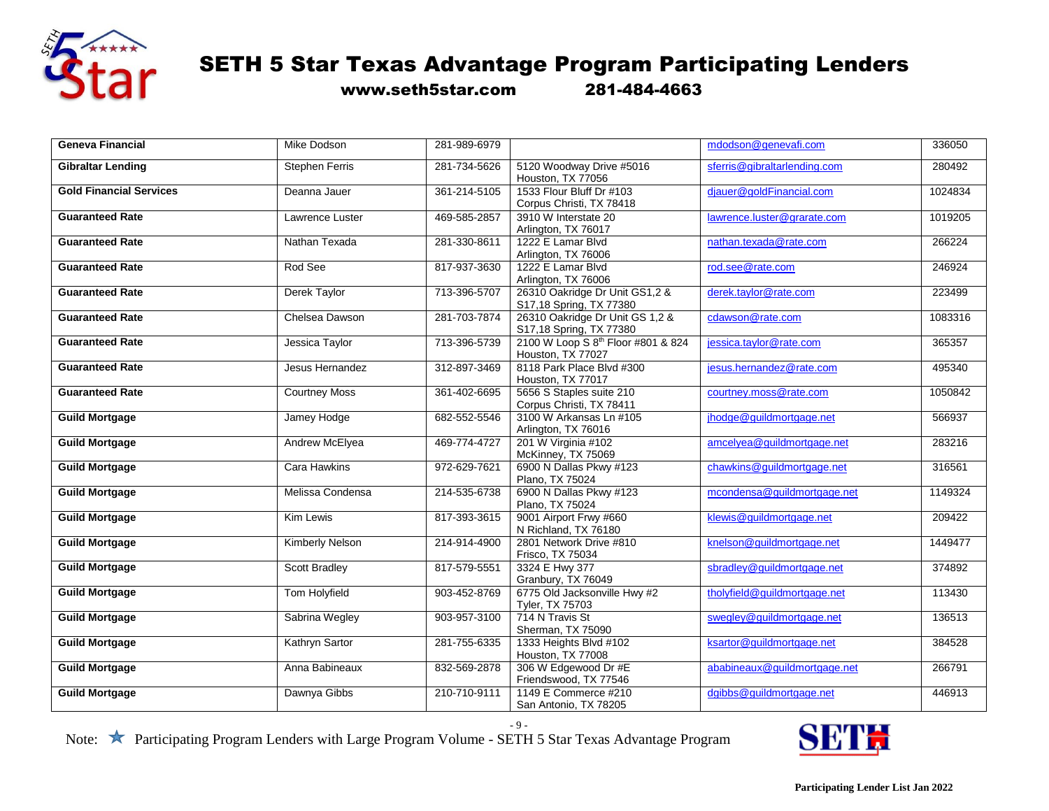# SETH 5 Star Texas Advantage Program Participating Lenders

**www.seth5star.com 281-484-4663**

| | | | | | |
|---|---|---|---|---|---|
| **Geneva Financial** | Mike Dodson | 281-989-6979 | | mdodson@genevafi.com | 336050 |
| **Gibraltar Lending** | Stephen Ferris | 281-734-5626 | 5120 Woodway Drive #5016 Houston, TX 77056 | sferris@gibraltarlending.com | 280492 |
| **Gold Financial Services** | Deanna Jauer | 361-214-5105 | 1533 Flour Bluff Dr #103 Corpus Christi, TX 78418 | djauer@goldFinancial.com | 1024834 |
| **Guaranteed Rate** | Lawrence Luster | 469-585-2857 | 3910 W Interstate 20 Arlington, TX 76017 | lawrence.luster@grarate.com | 1019205 |
| **Guaranteed Rate** | Nathan Texada | 281-330-8611 | 1222 E Lamar Blvd Arlington, TX 76006 | nathan.texada@rate.com | 266224 |
| **Guaranteed Rate** | Rod See | 817-937-3630 | 1222 E Lamar Blvd Arlington, TX 76006 | rod.see@rate.com | 246924 |
| **Guaranteed Rate** | Derek Taylor | 713-396-5707 | 26310 Oakridge Dr Unit GS1,2 & S17,18 Spring, TX 77380 | derek.taylor@rate.com | 223499 |
| **Guaranteed Rate** | Chelsea Dawson | 281-703-7874 | 26310 Oakridge Dr Unit GS 1,2 & S17,18 Spring, TX 77380 | cdawson@rate.com | 1083316 |
| **Guaranteed Rate** | Jessica Taylor | 713-396-5739 | 2100 W Loop S 8th Floor #801 & 824 Houston, TX 77027 | jessica.taylor@rate.com | 365357 |
| **Guaranteed Rate** | Jesus Hernandez | 312-897-3469 | 8118 Park Place Blvd #300 Houston, TX 77017 | jesus.hernandez@rate.com | 495340 |
| **Guaranteed Rate** | Courtney Moss | 361-402-6695 | 5656 S Staples suite 210 Corpus Christi, TX 78411 | courtney.moss@rate.com | 1050842 |
| **Guild Mortgage** | Jamey Hodge | 682-552-5546 | 3100 W Arkansas Ln #105 Arlington, TX 76016 | jhodge@guildmortgage.net | 566937 |
| **Guild Mortgage** | Andrew McElyea | 469-774-4727 | 201 W Virginia #102 McKinney, TX 75069 | amcelyea@guildmortgage.net | 283216 |
| **Guild Mortgage** | Cara Hawkins | 972-629-7621 | 6900 N Dallas Pkwy #123 Plano, TX 75024 | chawkins@guildmortgage.net | 316561 |
| **Guild Mortgage** | Melissa Condensa | 214-535-6738 | 6900 N Dallas Pkwy #123 Plano, TX 75024 | mcondensa@guildmortgage.net | 1149324 |
| **Guild Mortgage** | Kim Lewis | 817-393-3615 | 9001 Airport Frwy #660 N Richland, TX 76180 | klewis@guildmortgage.net | 209422 |
| **Guild Mortgage** | Kimberly Nelson | 214-914-4900 | 2801 Network Drive #810 Frisco, TX 75034 | knelson@guildmortgage.net | 1449477 |
| **Guild Mortgage** | Scott Bradley | 817-579-5551 | 3324 E Hwy 377 Granbury, TX 76049 | sbradley@guildmortgage.net | 374892 |
| **Guild Mortgage** | Tom Holyfield | 903-452-8769 | 6775 Old Jacksonville Hwy #2 Tyler, TX 75703 | tholyfield@guildmortgage.net | 113430 |
| **Guild Mortgage** | Sabrina Wegley | 903-957-3100 | 714 N Travis St Sherman, TX 75090 | swegley@guildmortgage.net | 136513 |
| **Guild Mortgage** | Kathryn Sartor | 281-755-6335 | 1333 Heights Blvd #102 Houston, TX 77008 | ksartor@guildmortgage.net | 384528 |
| **Guild Mortgage** | Anna Babineaux | 832-569-2878 | 306 W Edgewood Dr #E Friendswood, TX 77546 | ababineaux@guildmortgage.net | 266791 |
| **Guild Mortgage** | Dawnya Gibbs | 210-710-9111 | 1149 E Commerce #210 San Antonio, TX 78205 | dgibbs@guildmortgage.net | 446913 |

Note: ★ Participating Program Lenders with Large Program Volume - SETH 5 Star Texas Advantage Program

**Participating Lender List Jan 2022**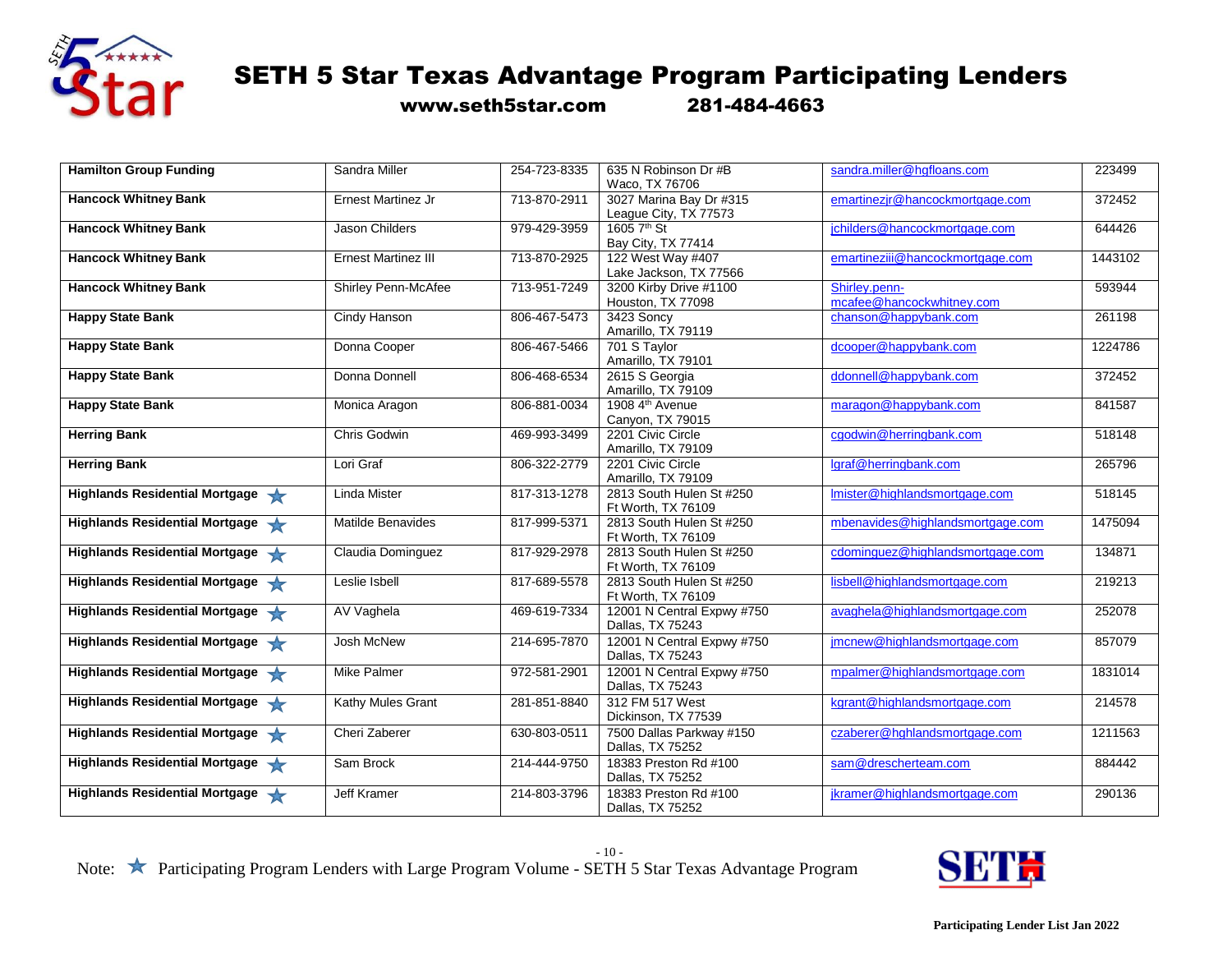# SETH 5 Star Texas Advantage Program Participating Lenders

**www.seth5star.com 281-484-4663**

| Lender | Contact | Phone | Address | Email | NMLS |
|---|---|---|---|---|---|
| **Hamilton Group Funding** | Sandra Miller | 254-723-8335 | 635 N Robinson Dr #B Waco, TX 76706 | sandra.miller@hgfloans.com | 223499 |
| **Hancock Whitney Bank** | Ernest Martinez Jr | 713-870-2911 | 3027 Marina Bay Dr #315 League City, TX 77573 | emartinezjr@hancockmortgage.com | 372452 |
| **Hancock Whitney Bank** | Jason Childers | 979-429-3959 | 1605 7th St Bay City, TX 77414 | jchilders@hancockmortgage.com | 644426 |
| **Hancock Whitney Bank** | Ernest Martinez III | 713-870-2925 | 122 West Way #407 Lake Jackson, TX 77566 | emartineziii@hancockmortgage.com | 1443102 |
| **Hancock Whitney Bank** | Shirley Penn-McAfee | 713-951-7249 | 3200 Kirby Drive #1100 Houston, TX 77098 | Shirley.penn-mcafee@hancockwhitney.com | 593944 |
| **Happy State Bank** | Cindy Hanson | 806-467-5473 | 3423 Soncy Amarillo, TX 79119 | chanson@happybank.com | 261198 |
| **Happy State Bank** | Donna Cooper | 806-467-5466 | 701 S Taylor Amarillo, TX 79101 | dcooper@happybank.com | 1224786 |
| **Happy State Bank** | Donna Donnell | 806-468-6534 | 2615 S Georgia Amarillo, TX 79109 | ddonnell@happybank.com | 372452 |
| **Happy State Bank** | Monica Aragon | 806-881-0034 | 1908 4th Avenue Canyon, TX 79015 | maragon@happybank.com | 841587 |
| **Herring Bank** | Chris Godwin | 469-993-3499 | 2201 Civic Circle Amarillo, TX 79109 | cgodwin@herringbank.com | 518148 |
| **Herring Bank** | Lori Graf | 806-322-2779 | 2201 Civic Circle Amarillo, TX 79109 | lgraf@herringbank.com | 265796 |
| **Highlands Residential Mortgage** ★ | Linda Mister | 817-313-1278 | 2813 South Hulen St #250 Ft Worth, TX 76109 | lmister@highlandsmortgage.com | 518145 |
| **Highlands Residential Mortgage** ★ | Matilde Benavides | 817-999-5371 | 2813 South Hulen St #250 Ft Worth, TX 76109 | mbenavides@highlandsmortgage.com | 1475094 |
| **Highlands Residential Mortgage** ★ | Claudia Dominguez | 817-929-2978 | 2813 South Hulen St #250 Ft Worth, TX 76109 | cdominguez@highlandsmortgage.com | 134871 |
| **Highlands Residential Mortgage** ★ | Leslie Isbell | 817-689-5578 | 2813 South Hulen St #250 Ft Worth, TX 76109 | lisbell@highlandsmortgage.com | 219213 |
| **Highlands Residential Mortgage** ★ | AV Vaghela | 469-619-7334 | 12001 N Central Expwy #750 Dallas, TX 75243 | avaghela@highlandsmortgage.com | 252078 |
| **Highlands Residential Mortgage** ★ | Josh McNew | 214-695-7870 | 12001 N Central Expwy #750 Dallas, TX 75243 | jmcnew@highlandsmortgage.com | 857079 |
| **Highlands Residential Mortgage** ★ | Mike Palmer | 972-581-2901 | 12001 N Central Expwy #750 Dallas, TX 75243 | mpalmer@highlandsmortgage.com | 1831014 |
| **Highlands Residential Mortgage** ★ | Kathy Mules Grant | 281-851-8840 | 312 FM 517 West Dickinson, TX 77539 | kgrant@highlandsmortgage.com | 214578 |
| **Highlands Residential Mortgage** ★ | Cheri Zaberer | 630-803-0511 | 7500 Dallas Parkway #150 Dallas, TX 75252 | czaberer@hghlandsmortgage.com | 1211563 |
| **Highlands Residential Mortgage** ★ | Sam Brock | 214-444-9750 | 18383 Preston Rd #100 Dallas, TX 75252 | sam@drescherteam.com | 884442 |
| **Highlands Residential Mortgage** ★ | Jeff Kramer | 214-803-3796 | 18383 Preston Rd #100 Dallas, TX 75252 | jkramer@highlandsmortgage.com | 290136 |

Note: ★ Participating Program Lenders with Large Program Volume - SETH 5 Star Texas Advantage Program

Participating Lender List Jan 2022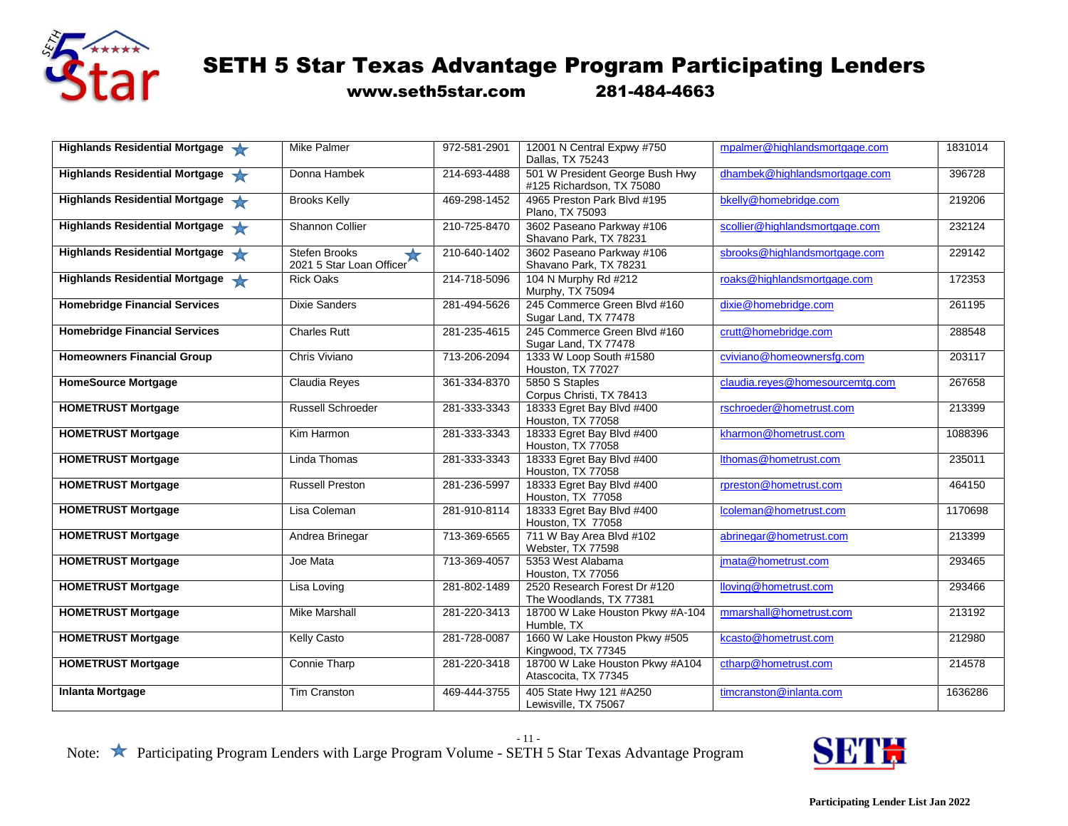# SETH 5 Star Texas Advantage Program Participating Lenders

**www.seth5star.com 281-484-4663**

| | | | | | |
|---|---|---|---|---|---|
| **Highlands Residential Mortgage** ★ | Mike Palmer | 972-581-2901 | 12001 N Central Expwy #750 Dallas, TX 75243 | mpalmer@highlandsmortgage.com | 1831014 |
| **Highlands Residential Mortgage** ★ | Donna Hambek | 214-693-4488 | 501 W President George Bush Hwy #125 Richardson, TX 75080 | dhambek@highlandsmortgage.com | 396728 |
| **Highlands Residential Mortgage** ★ | Brooks Kelly | 469-298-1452 | 4965 Preston Park Blvd #195 Plano, TX 75093 | bkelly@homebridge.com | 219206 |
| **Highlands Residential Mortgage** ★ | Shannon Collier | 210-725-8470 | 3602 Paseano Parkway #106 Shavano Park, TX 78231 | scollier@highlandsmortgage.com | 232124 |
| **Highlands Residential Mortgage** ★ | Stefen Brooks ★ 2021 5 Star Loan Officer | 210-640-1402 | 3602 Paseano Parkway #106 Shavano Park, TX 78231 | sbrooks@highlandsmortgage.com | 229142 |
| **Highlands Residential Mortgage** ★ | Rick Oaks | 214-718-5096 | 104 N Murphy Rd #212 Murphy, TX 75094 | roaks@highlandsmortgage.com | 172353 |
| **Homebridge Financial Services** | Dixie Sanders | 281-494-5626 | 245 Commerce Green Blvd #160 Sugar Land, TX 77478 | dixie@homebridge.com | 261195 |
| **Homebridge Financial Services** | Charles Rutt | 281-235-4615 | 245 Commerce Green Blvd #160 Sugar Land, TX 77478 | crutt@homebridge.com | 288548 |
| **Homeowners Financial Group** | Chris Viviano | 713-206-2094 | 1333 W Loop South #1580 Houston, TX 77027 | cviviano@homeownersfg.com | 203117 |
| **HomeSource Mortgage** | Claudia Reyes | 361-334-8370 | 5850 S Staples Corpus Christi, TX 78413 | claudia.reyes@homesourcemtg.com | 267658 |
| **HOMETRUST Mortgage** | Russell Schroeder | 281-333-3343 | 18333 Egret Bay Blvd #400 Houston, TX 77058 | rschroeder@hometrust.com | 213399 |
| **HOMETRUST Mortgage** | Kim Harmon | 281-333-3343 | 18333 Egret Bay Blvd #400 Houston, TX 77058 | kharmon@hometrust.com | 1088396 |
| **HOMETRUST Mortgage** | Linda Thomas | 281-333-3343 | 18333 Egret Bay Blvd #400 Houston, TX 77058 | lthomas@hometrust.com | 235011 |
| **HOMETRUST Mortgage** | Russell Preston | 281-236-5997 | 18333 Egret Bay Blvd #400 Houston, TX 77058 | rpreston@hometrust.com | 464150 |
| **HOMETRUST Mortgage** | Lisa Coleman | 281-910-8114 | 18333 Egret Bay Blvd #400 Houston, TX 77058 | lcoleman@hometrust.com | 1170698 |
| **HOMETRUST Mortgage** | Andrea Brinegar | 713-369-6565 | 711 W Bay Area Blvd #102 Webster, TX 77598 | abrinegar@hometrust.com | 213399 |
| **HOMETRUST Mortgage** | Joe Mata | 713-369-4057 | 5353 West Alabama Houston, TX 77056 | jmata@hometrust.com | 293465 |
| **HOMETRUST Mortgage** | Lisa Loving | 281-802-1489 | 2520 Research Forest Dr #120 The Woodlands, TX 77381 | lloving@hometrust.com | 293466 |
| **HOMETRUST Mortgage** | Mike Marshall | 281-220-3413 | 18700 W Lake Houston Pkwy #A-104 Humble, TX | mmarshall@hometrust.com | 213192 |
| **HOMETRUST Mortgage** | Kelly Casto | 281-728-0087 | 1660 W Lake Houston Pkwy #505 Kingwood, TX 77345 | kcasto@hometrust.com | 212980 |
| **HOMETRUST Mortgage** | Connie Tharp | 281-220-3418 | 18700 W Lake Houston Pkwy #A104 Atascocita, TX 77345 | ctharp@hometrust.com | 214578 |
| **Inlanta Mortgage** | Tim Cranston | 469-444-3755 | 405 State Hwy 121 #A250 Lewisville, TX 75067 | timcranston@inlanta.com | 1636286 |

Note: ★ Participating Program Lenders with Large Program Volume - SETH 5 Star Texas Advantage Program

**Participating Lender List Jan 2022**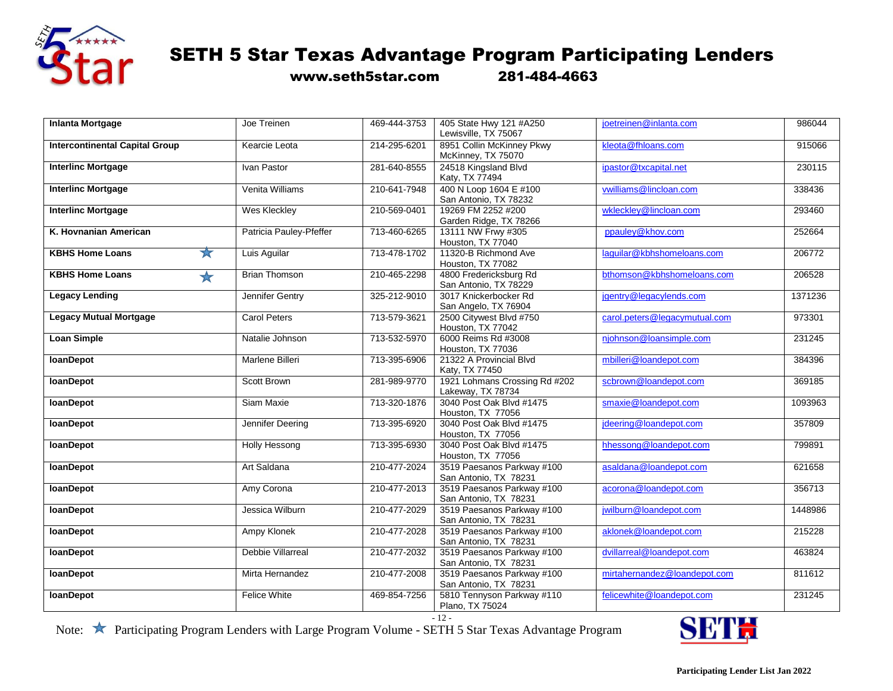# SETH 5 Star Texas Advantage Program Participating Lenders

**www.seth5star.com 281-484-4663**

| Lender | Contact | Phone | Address | Email | NMLS |
|---|---|---|---|---|---|
| **Inlanta Mortgage** | Joe Treinen | 469-444-3753 | 405 State Hwy 121 #A250 Lewisville, TX 75067 | joetreinen@inlanta.com | 986044 |
| **Intercontinental Capital Group** | Kearcie Leota | 214-295-6201 | 8951 Collin McKinney Pkwy McKinney, TX 75070 | kleota@fhloans.com | 915066 |
| **Interlinc Mortgage** | Ivan Pastor | 281-640-8555 | 24518 Kingsland Blvd Katy, TX 77494 | ipastor@txcapital.net | 230115 |
| **Interlinc Mortgage** | Venita Williams | 210-641-7948 | 400 N Loop 1604 E #100 San Antonio, TX 78232 | vwilliams@lincloan.com | 338436 |
| **Interlinc Mortgage** | Wes Kleckley | 210-569-0401 | 19269 FM 2252 #200 Garden Ridge, TX 78266 | wkleckley@lincloan.com | 293460 |
| **K. Hovnanian American** | Patricia Pauley-Pfeffer | 713-460-6265 | 13111 NW Frwy #305 Houston, TX 77040 | ppauley@khov.com | 252664 |
| **KBHS Home Loans** ★ | Luis Aguilar | 713-478-1702 | 11320-B Richmond Ave Houston, TX 77082 | laguilar@kbhshomeloans.com | 206772 |
| **KBHS Home Loans** ★ | Brian Thomson | 210-465-2298 | 4800 Fredericksburg Rd San Antonio, TX 78229 | bthomson@kbhshomeloans.com | 206528 |
| **Legacy Lending** | Jennifer Gentry | 325-212-9010 | 3017 Knickerbocker Rd San Angelo, TX 76904 | jgentry@legacylends.com | 1371236 |
| **Legacy Mutual Mortgage** | Carol Peters | 713-579-3621 | 2500 Citywest Blvd #750 Houston, TX 77042 | carol.peters@legacymutual.com | 973301 |
| **Loan Simple** | Natalie Johnson | 713-532-5970 | 6000 Reims Rd #3008 Houston, TX 77036 | njohnson@loansimple.com | 231245 |
| **loanDepot** | Marlene Billeri | 713-395-6906 | 21322 A Provincial Blvd Katy, TX 77450 | mbilleri@loandepot.com | 384396 |
| **loanDepot** | Scott Brown | 281-989-9770 | 1921 Lohmans Crossing Rd #202 Lakeway, TX 78734 | scbrown@loandepot.com | 369185 |
| **loanDepot** | Siam Maxie | 713-320-1876 | 3040 Post Oak Blvd #1475 Houston, TX 77056 | smaxie@loandepot.com | 1093963 |
| **loanDepot** | Jennifer Deering | 713-395-6920 | 3040 Post Oak Blvd #1475 Houston, TX 77056 | jdeering@loandepot.com | 357809 |
| **loanDepot** | Holly Hessong | 713-395-6930 | 3040 Post Oak Blvd #1475 Houston, TX 77056 | hhessong@loandepot.com | 799891 |
| **loanDepot** | Art Saldana | 210-477-2024 | 3519 Paesanos Parkway #100 San Antonio, TX 78231 | asaldana@loandepot.com | 621658 |
| **loanDepot** | Amy Corona | 210-477-2013 | 3519 Paesanos Parkway #100 San Antonio, TX 78231 | acorona@loandepot.com | 356713 |
| **loanDepot** | Jessica Wilburn | 210-477-2029 | 3519 Paesanos Parkway #100 San Antonio, TX 78231 | jwilburn@loandepot.com | 1448986 |
| **loanDepot** | Ampy Klonek | 210-477-2028 | 3519 Paesanos Parkway #100 San Antonio, TX 78231 | aklonek@loandepot.com | 215228 |
| **loanDepot** | Debbie Villarreal | 210-477-2032 | 3519 Paesanos Parkway #100 San Antonio, TX 78231 | dvillarreal@loandepot.com | 463824 |
| **loanDepot** | Mirta Hernandez | 210-477-2008 | 3519 Paesanos Parkway #100 San Antonio, TX 78231 | mirtahernandez@loandepot.com | 811612 |
| **loanDepot** | Felice White | 469-854-7256 | 5810 Tennyson Parkway #110 Plano, TX 75024 | felicewhite@loandepot.com | 231245 |

Note: ★ Participating Program Lenders with Large Program Volume - SETH 5 Star Texas Advantage Program

**Participating Lender List Jan 2022**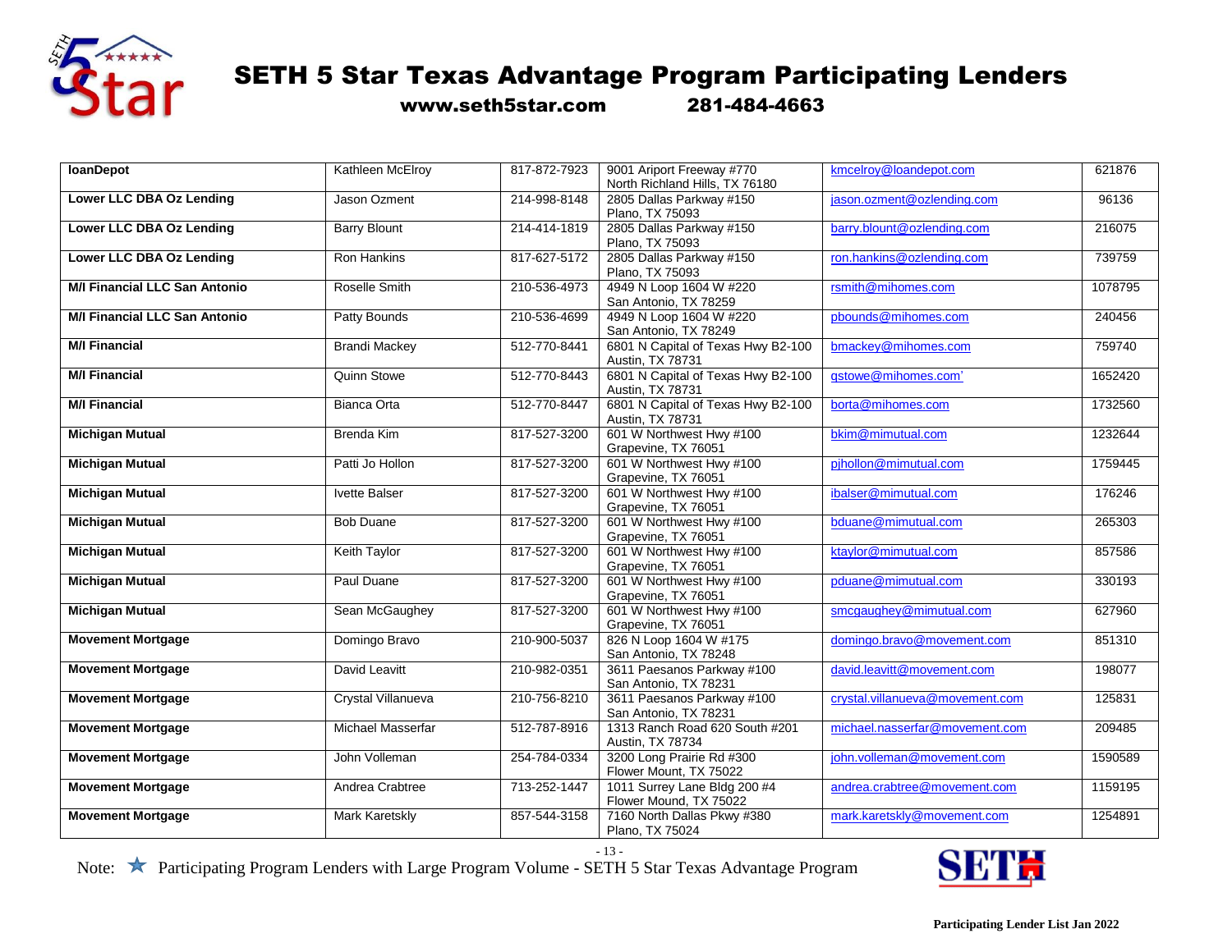# SETH 5 Star Texas Advantage Program Participating Lenders

**www.seth5star.com 281-484-4663**

| | | | | | |
|---|---|---|---|---|---|
| **loanDepot** | Kathleen McElroy | 817-872-7923 | 9001 Ariport Freeway #770 North Richland Hills, TX 76180 | kmcelroy@loandepot.com | 621876 |
| **Lower LLC DBA Oz Lending** | Jason Ozment | 214-998-8148 | 2805 Dallas Parkway #150 Plano, TX 75093 | jason.ozment@ozlending.com | 96136 |
| **Lower LLC DBA Oz Lending** | Barry Blount | 214-414-1819 | 2805 Dallas Parkway #150 Plano, TX 75093 | barry.blount@ozlending.com | 216075 |
| **Lower LLC DBA Oz Lending** | Ron Hankins | 817-627-5172 | 2805 Dallas Parkway #150 Plano, TX 75093 | ron.hankins@ozlending.com | 739759 |
| **M/I Financial LLC San Antonio** | Roselle Smith | 210-536-4973 | 4949 N Loop 1604 W #220 San Antonio, TX 78259 | rsmith@mihomes.com | 1078795 |
| **M/I Financial LLC San Antonio** | Patty Bounds | 210-536-4699 | 4949 N Loop 1604 W #220 San Antonio, TX 78249 | pbounds@mihomes.com | 240456 |
| **M/I Financial** | Brandi Mackey | 512-770-8441 | 6801 N Capital of Texas Hwy B2-100 Austin, TX 78731 | bmackey@mihomes.com | 759740 |
| **M/I Financial** | Quinn Stowe | 512-770-8443 | 6801 N Capital of Texas Hwy B2-100 Austin, TX 78731 | qstowe@mihomes.com' | 1652420 |
| **M/I Financial** | Bianca Orta | 512-770-8447 | 6801 N Capital of Texas Hwy B2-100 Austin, TX 78731 | borta@mihomes.com | 1732560 |
| **Michigan Mutual** | Brenda Kim | 817-527-3200 | 601 W Northwest Hwy #100 Grapevine, TX 76051 | bkim@mimutual.com | 1232644 |
| **Michigan Mutual** | Patti Jo Hollon | 817-527-3200 | 601 W Northwest Hwy #100 Grapevine, TX 76051 | pjhollon@mimutual.com | 1759445 |
| **Michigan Mutual** | Ivette Balser | 817-527-3200 | 601 W Northwest Hwy #100 Grapevine, TX 76051 | ibalser@mimutual.com | 176246 |
| **Michigan Mutual** | Bob Duane | 817-527-3200 | 601 W Northwest Hwy #100 Grapevine, TX 76051 | bduane@mimutual.com | 265303 |
| **Michigan Mutual** | Keith Taylor | 817-527-3200 | 601 W Northwest Hwy #100 Grapevine, TX 76051 | ktaylor@mimutual.com | 857586 |
| **Michigan Mutual** | Paul Duane | 817-527-3200 | 601 W Northwest Hwy #100 Grapevine, TX 76051 | pduane@mimutual.com | 330193 |
| **Michigan Mutual** | Sean McGaughey | 817-527-3200 | 601 W Northwest Hwy #100 Grapevine, TX 76051 | smcgaughey@mimutual.com | 627960 |
| **Movement Mortgage** | Domingo Bravo | 210-900-5037 | 826 N Loop 1604 W #175 San Antonio, TX 78248 | domingo.bravo@movement.com | 851310 |
| **Movement Mortgage** | David Leavitt | 210-982-0351 | 3611 Paesanos Parkway #100 San Antonio, TX 78231 | david.leavitt@movement.com | 198077 |
| **Movement Mortgage** | Crystal Villanueva | 210-756-8210 | 3611 Paesanos Parkway #100 San Antonio, TX 78231 | crystal.villanueva@movement.com | 125831 |
| **Movement Mortgage** | Michael Masserfar | 512-787-8916 | 1313 Ranch Road 620 South #201 Austin, TX 78734 | michael.nasserfar@movement.com | 209485 |
| **Movement Mortgage** | John Volleman | 254-784-0334 | 3200 Long Prairie Rd #300 Flower Mount, TX 75022 | john.volleman@movement.com | 1590589 |
| **Movement Mortgage** | Andrea Crabtree | 713-252-1447 | 1011 Surrey Lane Bldg 200 #4 Flower Mound, TX 75022 | andrea.crabtree@movement.com | 1159195 |
| **Movement Mortgage** | Mark Karetskly | 857-544-3158 | 7160 North Dallas Pkwy #380 Plano, TX 75024 | mark.karetskly@movement.com | 1254891 |

Note: ★ Participating Program Lenders with Large Program Volume - SETH 5 Star Texas Advantage Program

**Participating Lender List Jan 2022**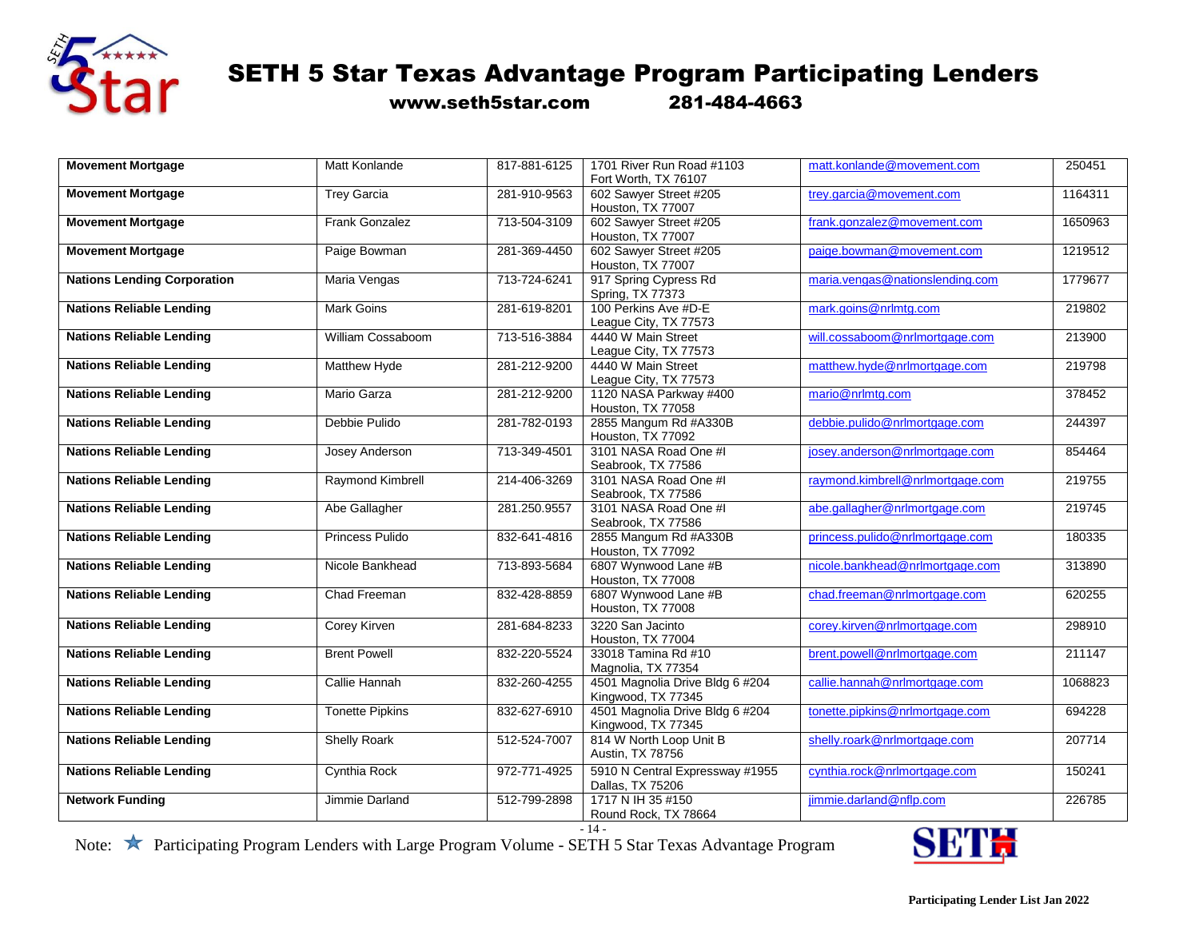# SETH 5 Star Texas Advantage Program Participating Lenders

**www.seth5star.com 281-484-4663**

| | | | | | |
|---|---|---|---|---|---|
| **Movement Mortgage** | Matt Konlande | 817-881-6125 | 1701 River Run Road #1103 Fort Worth, TX 76107 | matt.konlande@movement.com | 250451 |
| **Movement Mortgage** | Trey Garcia | 281-910-9563 | 602 Sawyer Street #205 Houston, TX 77007 | trey.garcia@movement.com | 1164311 |
| **Movement Mortgage** | Frank Gonzalez | 713-504-3109 | 602 Sawyer Street #205 Houston, TX 77007 | frank.gonzalez@movement.com | 1650963 |
| **Movement Mortgage** | Paige Bowman | 281-369-4450 | 602 Sawyer Street #205 Houston, TX 77007 | paige.bowman@movement.com | 1219512 |
| **Nations Lending Corporation** | Maria Vengas | 713-724-6241 | 917 Spring Cypress Rd Spring, TX 77373 | maria.vengas@nationslending.com | 1779677 |
| **Nations Reliable Lending** | Mark Goins | 281-619-8201 | 100 Perkins Ave #D-E League City, TX 77573 | mark.goins@nrlmtg.com | 219802 |
| **Nations Reliable Lending** | William Cossaboom | 713-516-3884 | 4440 W Main Street League City, TX 77573 | will.cossaboom@nrlmortgage.com | 213900 |
| **Nations Reliable Lending** | Matthew Hyde | 281-212-9200 | 4440 W Main Street League City, TX 77573 | matthew.hyde@nrlmortgage.com | 219798 |
| **Nations Reliable Lending** | Mario Garza | 281-212-9200 | 1120 NASA Parkway #400 Houston, TX 77058 | mario@nrlmtg.com | 378452 |
| **Nations Reliable Lending** | Debbie Pulido | 281-782-0193 | 2855 Mangum Rd #A330B Houston, TX 77092 | debbie.pulido@nrlmortgage.com | 244397 |
| **Nations Reliable Lending** | Josey Anderson | 713-349-4501 | 3101 NASA Road One #I Seabrook, TX 77586 | josey.anderson@nrlmortgage.com | 854464 |
| **Nations Reliable Lending** | Raymond Kimbrell | 214-406-3269 | 3101 NASA Road One #I Seabrook, TX 77586 | raymond.kimbrell@nrlmortgage.com | 219755 |
| **Nations Reliable Lending** | Abe Gallagher | 281.250.9557 | 3101 NASA Road One #I Seabrook, TX 77586 | abe.gallagher@nrlmortgage.com | 219745 |
| **Nations Reliable Lending** | Princess Pulido | 832-641-4816 | 2855 Mangum Rd #A330B Houston, TX 77092 | princess.pulido@nrlmortgage.com | 180335 |
| **Nations Reliable Lending** | Nicole Bankhead | 713-893-5684 | 6807 Wynwood Lane #B Houston, TX 77008 | nicole.bankhead@nrlmortgage.com | 313890 |
| **Nations Reliable Lending** | Chad Freeman | 832-428-8859 | 6807 Wynwood Lane #B Houston, TX 77008 | chad.freeman@nrlmortgage.com | 620255 |
| **Nations Reliable Lending** | Corey Kirven | 281-684-8233 | 3220 San Jacinto Houston, TX 77004 | corey.kirven@nrlmortgage.com | 298910 |
| **Nations Reliable Lending** | Brent Powell | 832-220-5524 | 33018 Tamina Rd #10 Magnolia, TX 77354 | brent.powell@nrlmortgage.com | 211147 |
| **Nations Reliable Lending** | Callie Hannah | 832-260-4255 | 4501 Magnolia Drive Bldg 6 #204 Kingwood, TX 77345 | callie.hannah@nrlmortgage.com | 1068823 |
| **Nations Reliable Lending** | Tonette Pipkins | 832-627-6910 | 4501 Magnolia Drive Bldg 6 #204 Kingwood, TX 77345 | tonette.pipkins@nrlmortgage.com | 694228 |
| **Nations Reliable Lending** | Shelly Roark | 512-524-7007 | 814 W North Loop Unit B Austin, TX 78756 | shelly.roark@nrlmortgage.com | 207714 |
| **Nations Reliable Lending** | Cynthia Rock | 972-771-4925 | 5910 N Central Expressway #1955 Dallas, TX 75206 | cynthia.rock@nrlmortgage.com | 150241 |
| **Network Funding** | Jimmie Darland | 512-799-2898 | 1717 N IH 35 #150 Round Rock, TX 78664 | jimmie.darland@nflp.com | 226785 |

Note: ★ Participating Program Lenders with Large Program Volume - SETH 5 Star Texas Advantage Program

Participating Lender List Jan 2022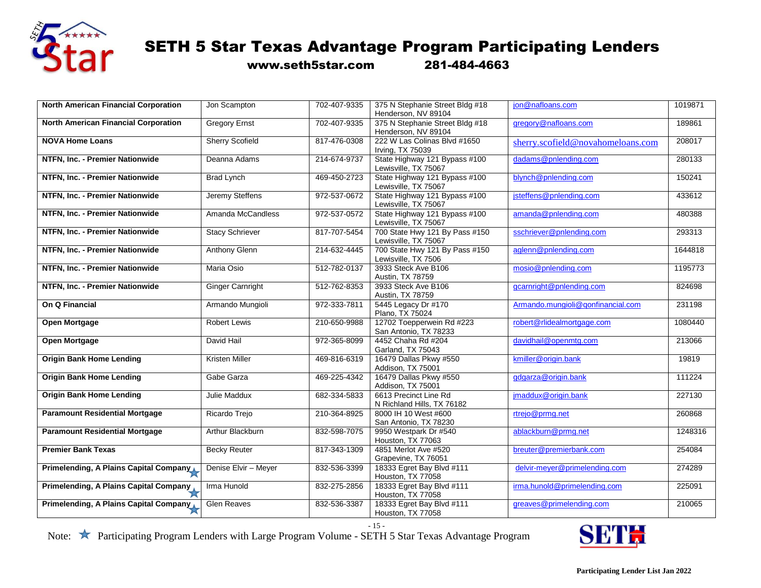# SETH 5 Star Texas Advantage Program Participating Lenders

**www.seth5star.com 281-484-4663**

| | | | | | |
|---|---|---|---|---|---|
| **North American Financial Corporation** | Jon Scampton | 702-407-9335 | 375 N Stephanie Street Bldg #18 Henderson, NV 89104 | jon@nafloans.com | 1019871 |
| **North American Financial Corporation** | Gregory Ernst | 702-407-9335 | 375 N Stephanie Street Bldg #18 Henderson, NV 89104 | gregory@nafloans.com | 189861 |
| **NOVA Home Loans** | Sherry Scofield | 817-476-0308 | 222 W Las Colinas Blvd #1650 Irving, TX 75039 | sherry.scofield@novahomeloans.com | 208017 |
| **NTFN, Inc. - Premier Nationwide** | Deanna Adams | 214-674-9737 | State Highway 121 Bypass #100 Lewisville, TX 75067 | dadams@pnlending.com | 280133 |
| **NTFN, Inc. - Premier Nationwide** | Brad Lynch | 469-450-2723 | State Highway 121 Bypass #100 Lewisville, TX 75067 | blynch@pnlending.com | 150241 |
| **NTFN, Inc. - Premier Nationwide** | Jeremy Steffens | 972-537-0672 | State Highway 121 Bypass #100 Lewisville, TX 75067 | jsteffens@pnlending.com | 433612 |
| **NTFN, Inc. - Premier Nationwide** | Amanda McCandless | 972-537-0572 | State Highway 121 Bypass #100 Lewisville, TX 75067 | amanda@pnlending.com | 480388 |
| **NTFN, Inc. - Premier Nationwide** | Stacy Schriever | 817-707-5454 | 700 State Hwy 121 By Pass #150 Lewisville, TX 75067 | sschriever@pnlending.com | 293313 |
| **NTFN, Inc. - Premier Nationwide** | Anthony Glenn | 214-632-4445 | 700 State Hwy 121 By Pass #150 Lewisville, TX 7506 | aglenn@pnlending.com | 1644818 |
| **NTFN, Inc. - Premier Nationwide** | Maria Osio | 512-782-0137 | 3933 Steck Ave B106 Austin, TX 78759 | mosio@pnlending.com | 1195773 |
| **NTFN, Inc. - Premier Nationwide** | Ginger Carnright | 512-762-8353 | 3933 Steck Ave B106 Austin, TX 78759 | gcarnright@pnlending.com | 824698 |
| **On Q Financial** | Armando Mungioli | 972-333-7811 | 5445 Legacy Dr #170 Plano, TX 75024 | Armando.mungioli@qonfinancial.com | 231198 |
| **Open Mortgage** | Robert Lewis | 210-650-9988 | 12702 Toepperwein Rd #223 San Antonio, TX 78233 | robert@rlidealmortgage.com | 1080440 |
| **Open Mortgage** | David Hail | 972-365-8099 | 4452 Chaha Rd #204 Garland, TX 75043 | davidhail@openmtg.com | 213066 |
| **Origin Bank Home Lending** | Kristen Miller | 469-816-6319 | 16479 Dallas Pkwy #550 Addison, TX 75001 | kmiller@origin.bank | 19819 |
| **Origin Bank Home Lending** | Gabe Garza | 469-225-4342 | 16479 Dallas Pkwy #550 Addison, TX 75001 | gdgarza@origin.bank | 111224 |
| **Origin Bank Home Lending** | Julie Maddux | 682-334-5833 | 6613 Precinct Line Rd N Richland Hills, TX 76182 | jmaddux@origin.bank | 227130 |
| **Paramount Residential Mortgage** | Ricardo Trejo | 210-364-8925 | 8000 IH 10 West #600 San Antonio, TX 78230 | rtrejo@prmg.net | 260868 |
| **Paramount Residential Mortgage** | Arthur Blackburn | 832-598-7075 | 9950 Westpark Dr #540 Houston, TX 77063 | ablackburn@prmg.net | 1248316 |
| **Premier Bank Texas** | Becky Reuter | 817-343-1309 | 4851 Merlot Ave #520 Grapevine, TX 76051 | breuter@premierbank.com | 254084 |
| **Primelending, A Plains Capital Company** ★ | Denise Elvir – Meyer | 832-536-3399 | 18333 Egret Bay Blvd #111 Houston, TX 77058 | delvir-meyer@primelending.com | 274289 |
| **Primelending, A Plains Capital Company** ★ | Irma Hunold | 832-275-2856 | 18333 Egret Bay Blvd #111 Houston, TX 77058 | irma.hunold@primelending.com | 225091 |
| **Primelending, A Plains Capital Company** ★ | Glen Reaves | 832-536-3387 | 18333 Egret Bay Blvd #111 Houston, TX 77058 | greaves@primelending.com | 210065 |

Note: ★ Participating Program Lenders with Large Program Volume - SETH 5 Star Texas Advantage Program

**Participating Lender List Jan 2022**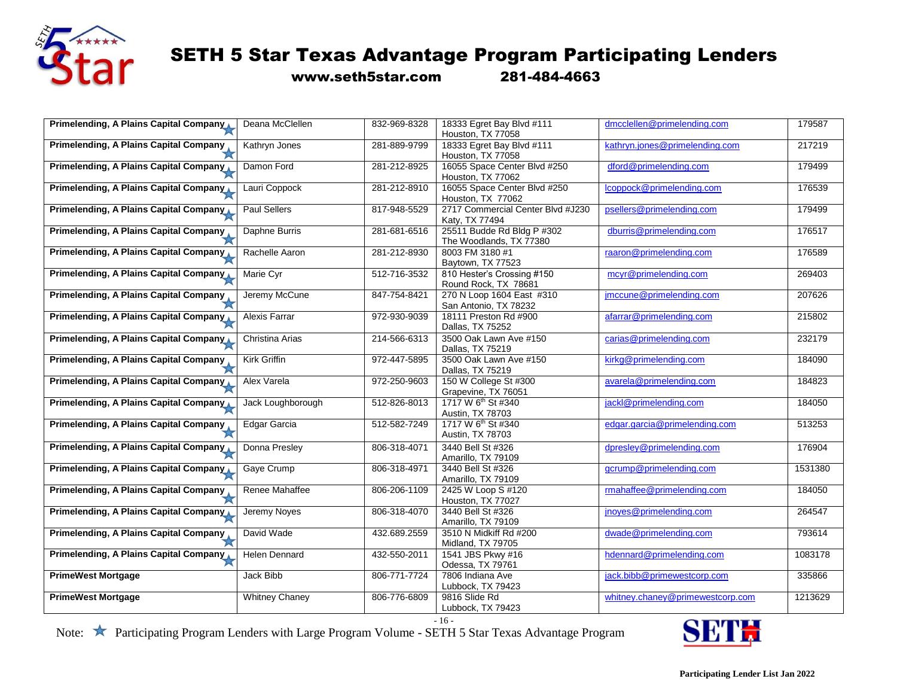# SETH 5 Star Texas Advantage Program Participating Lenders

**www.seth5star.com 281-484-4663**

| Lender | Contact | Phone | Address | Email | NMLS |
|---|---|---|---|---|---|
| **Primelending, A Plains Capital Company** ★ | Deana McClellen | 832-969-8328 | 18333 Egret Bay Blvd #111<br>Houston, TX 77058 | dmcclellen@primelending.com | 179587 |
| **Primelending, A Plains Capital Company** ★ | Kathryn Jones | 281-889-9799 | 18333 Egret Bay Blvd #111<br>Houston, TX 77058 | kathryn.jones@primelending.com | 217219 |
| **Primelending, A Plains Capital Company** ★ | Damon Ford | 281-212-8925 | 16055 Space Center Blvd #250<br>Houston, TX 77062 | dford@primelending.com | 179499 |
| **Primelending, A Plains Capital Company** ★ | Lauri Coppock | 281-212-8910 | 16055 Space Center Blvd #250<br>Houston, TX 77062 | lcoppock@primelending.com | 176539 |
| **Primelending, A Plains Capital Company** ★ | Paul Sellers | 817-948-5529 | 2717 Commercial Center Blvd #J230<br>Katy, TX 77494 | psellers@primelending.com | 179499 |
| **Primelending, A Plains Capital Company** ★ | Daphne Burris | 281-681-6516 | 25511 Budde Rd Bldg P #302<br>The Woodlands, TX 77380 | dburris@primelending.com | 176517 |
| **Primelending, A Plains Capital Company** ★ | Rachelle Aaron | 281-212-8930 | 8003 FM 3180 #1<br>Baytown, TX 77523 | raaron@primelending.com | 176589 |
| **Primelending, A Plains Capital Company** ★ | Marie Cyr | 512-716-3532 | 810 Hester's Crossing #150<br>Round Rock, TX 78681 | mcyr@primelending.com | 269403 |
| **Primelending, A Plains Capital Company** ★ | Jeremy McCune | 847-754-8421 | 270 N Loop 1604 East #310<br>San Antonio, TX 78232 | jmccune@primelending.com | 207626 |
| **Primelending, A Plains Capital Company** ★ | Alexis Farrar | 972-930-9039 | 18111 Preston Rd #900<br>Dallas, TX 75252 | afarrar@primelending.com | 215802 |
| **Primelending, A Plains Capital Company** ★ | Christina Arias | 214-566-6313 | 3500 Oak Lawn Ave #150<br>Dallas, TX 75219 | carias@primelending.com | 232179 |
| **Primelending, A Plains Capital Company** ★ | Kirk Griffin | 972-447-5895 | 3500 Oak Lawn Ave #150<br>Dallas, TX 75219 | kirkg@primelending.com | 184090 |
| **Primelending, A Plains Capital Company** ★ | Alex Varela | 972-250-9603 | 150 W College St #300<br>Grapevine, TX 76051 | avarela@primelending.com | 184823 |
| **Primelending, A Plains Capital Company** ★ | Jack Loughborough | 512-826-8013 | 1717 W 6th St #340<br>Austin, TX 78703 | jackl@primelending.com | 184050 |
| **Primelending, A Plains Capital Company** ★ | Edgar Garcia | 512-582-7249 | 1717 W 6th St #340<br>Austin, TX 78703 | edgar.garcia@primelending.com | 513253 |
| **Primelending, A Plains Capital Company** ★ | Donna Presley | 806-318-4071 | 3440 Bell St #326<br>Amarillo, TX 79109 | dpresley@primelending.com | 176904 |
| **Primelending, A Plains Capital Company** ★ | Gaye Crump | 806-318-4971 | 3440 Bell St #326<br>Amarillo, TX 79109 | gcrump@primelending.com | 1531380 |
| **Primelending, A Plains Capital Company** ★ | Renee Mahaffee | 806-206-1109 | 2425 W Loop S #120<br>Houston, TX 77027 | rmahaffee@primelending.com | 184050 |
| **Primelending, A Plains Capital Company** ★ | Jeremy Noyes | 806-318-4070 | 3440 Bell St #326<br>Amarillo, TX 79109 | jnoyes@primelending.com | 264547 |
| **Primelending, A Plains Capital Company** ★ | David Wade | 432.689.2559 | 3510 N Midkiff Rd #200<br>Midland, TX 79705 | dwade@primelending.com | 793614 |
| **Primelending, A Plains Capital Company** ★ | Helen Dennard | 432-550-2011 | 1541 JBS Pkwy #16<br>Odessa, TX 79761 | hdennard@primelending.com | 1083178 |
| **PrimeWest Mortgage** | Jack Bibb | 806-771-7724 | 7806 Indiana Ave<br>Lubbock, TX 79423 | jack.bibb@primewestcorp.com | 335866 |
| **PrimeWest Mortgage** | Whitney Chaney | 806-776-6809 | 9816 Slide Rd<br>Lubbock, TX 79423 | whitney.chaney@primewestcorp.com | 1213629 |

Note: ★ Participating Program Lenders with Large Program Volume - SETH 5 Star Texas Advantage Program

**Participating Lender List Jan 2022**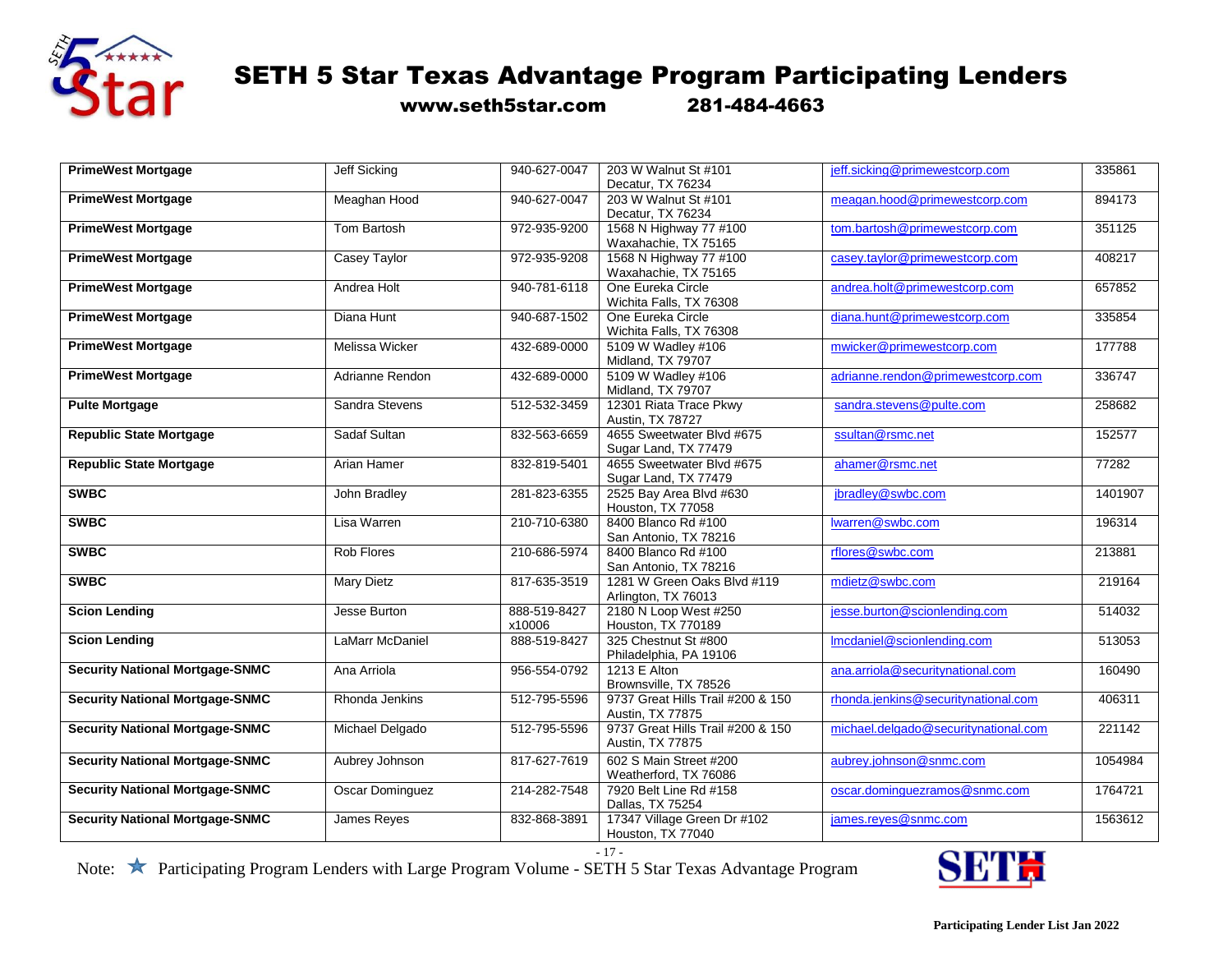# SETH 5 Star Texas Advantage Program Participating Lenders

**www.seth5star.com 281-484-4663**

| | | | | | |
|---|---|---|---|---|---|
| **PrimeWest Mortgage** | Jeff Sicking | 940-627-0047 | 203 W Walnut St #101<br>Decatur, TX 76234 | jeff.sicking@primewestcorp.com | 335861 |
| **PrimeWest Mortgage** | Meaghan Hood | 940-627-0047 | 203 W Walnut St #101<br>Decatur, TX 76234 | meagan.hood@primewestcorp.com | 894173 |
| **PrimeWest Mortgage** | Tom Bartosh | 972-935-9200 | 1568 N Highway 77 #100<br>Waxahachie, TX 75165 | tom.bartosh@primewestcorp.com | 351125 |
| **PrimeWest Mortgage** | Casey Taylor | 972-935-9208 | 1568 N Highway 77 #100<br>Waxahachie, TX 75165 | casey.taylor@primewestcorp.com | 408217 |
| **PrimeWest Mortgage** | Andrea Holt | 940-781-6118 | One Eureka Circle<br>Wichita Falls, TX 76308 | andrea.holt@primewestcorp.com | 657852 |
| **PrimeWest Mortgage** | Diana Hunt | 940-687-1502 | One Eureka Circle<br>Wichita Falls, TX 76308 | diana.hunt@primewestcorp.com | 335854 |
| **PrimeWest Mortgage** | Melissa Wicker | 432-689-0000 | 5109 W Wadley #106<br>Midland, TX 79707 | mwicker@primewestcorp.com | 177788 |
| **PrimeWest Mortgage** | Adrianne Rendon | 432-689-0000 | 5109 W Wadley #106<br>Midland, TX 79707 | adrianne.rendon@primewestcorp.com | 336747 |
| **Pulte Mortgage** | Sandra Stevens | 512-532-3459 | 12301 Riata Trace Pkwy<br>Austin, TX 78727 | sandra.stevens@pulte.com | 258682 |
| **Republic State Mortgage** | Sadaf Sultan | 832-563-6659 | 4655 Sweetwater Blvd #675<br>Sugar Land, TX 77479 | ssultan@rsmc.net | 152577 |
| **Republic State Mortgage** | Arian Hamer | 832-819-5401 | 4655 Sweetwater Blvd #675<br>Sugar Land, TX 77479 | ahamer@rsmc.net | 77282 |
| **SWBC** | John Bradley | 281-823-6355 | 2525 Bay Area Blvd #630<br>Houston, TX 77058 | jbradley@swbc.com | 1401907 |
| **SWBC** | Lisa Warren | 210-710-6380 | 8400 Blanco Rd #100<br>San Antonio, TX 78216 | lwarren@swbc.com | 196314 |
| **SWBC** | Rob Flores | 210-686-5974 | 8400 Blanco Rd #100<br>San Antonio, TX 78216 | rflores@swbc.com | 213881 |
| **SWBC** | Mary Dietz | 817-635-3519 | 1281 W Green Oaks Blvd #119<br>Arlington, TX 76013 | mdietz@swbc.com | 219164 |
| **Scion Lending** | Jesse Burton | 888-519-8427 x10006 | 2180 N Loop West #250<br>Houston, TX 770189 | jesse.burton@scionlending.com | 514032 |
| **Scion Lending** | LaMarr McDaniel | 888-519-8427 | 325 Chestnut St #800<br>Philadelphia, PA 19106 | lmcdaniel@scionlending.com | 513053 |
| **Security National Mortgage-SNMC** | Ana Arriola | 956-554-0792 | 1213 E Alton<br>Brownsville, TX 78526 | ana.arriola@securitynational.com | 160490 |
| **Security National Mortgage-SNMC** | Rhonda Jenkins | 512-795-5596 | 9737 Great Hills Trail #200 & 150<br>Austin, TX 77875 | rhonda.jenkins@securitynational.com | 406311 |
| **Security National Mortgage-SNMC** | Michael Delgado | 512-795-5596 | 9737 Great Hills Trail #200 & 150<br>Austin, TX 77875 | michael.delgado@securitynational.com | 221142 |
| **Security National Mortgage-SNMC** | Aubrey Johnson | 817-627-7619 | 602 S Main Street #200<br>Weatherford, TX 76086 | aubrey.johnson@snmc.com | 1054984 |
| **Security National Mortgage-SNMC** | Oscar Dominguez | 214-282-7548 | 7920 Belt Line Rd #158<br>Dallas, TX 75254 | oscar.dominguezramos@snmc.com | 1764721 |
| **Security National Mortgage-SNMC** | James Reyes | 832-868-3891 | 17347 Village Green Dr #102<br>Houston, TX 77040 | james.reyes@snmc.com | 1563612 |

Note: ★ Participating Program Lenders with Large Program Volume - SETH 5 Star Texas Advantage Program

**Participating Lender List Jan 2022**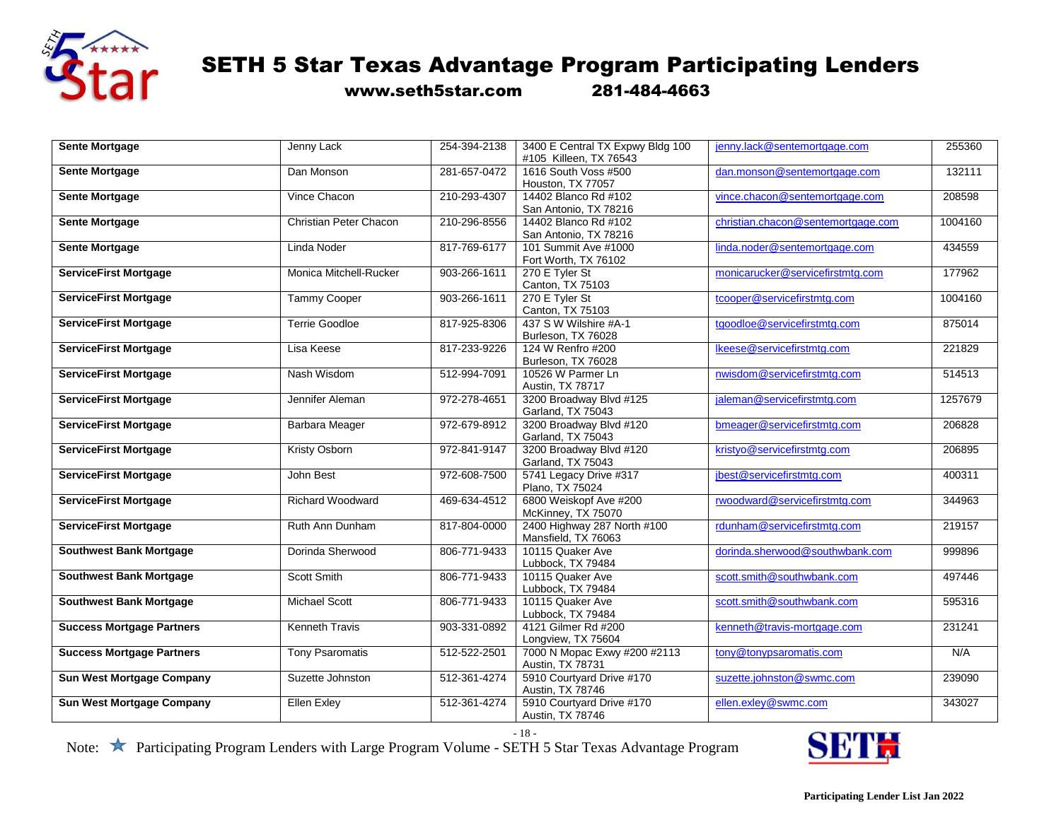# SETH 5 Star Texas Advantage Program Participating Lenders

**www.seth5star.com 281-484-4663**

| Lender | Contact | Phone | Address | Email | NMLS |
|---|---|---|---|---|---|
| **Sente Mortgage** | Jenny Lack | 254-394-2138 | 3400 E Central TX Expwy Bldg 100 #105 Killeen, TX 76543 | jenny.lack@sentemortgage.com | 255360 |
| **Sente Mortgage** | Dan Monson | 281-657-0472 | 1616 South Voss #500 Houston, TX 77057 | dan.monson@sentemortgage.com | 132111 |
| **Sente Mortgage** | Vince Chacon | 210-293-4307 | 14402 Blanco Rd #102 San Antonio, TX 78216 | vince.chacon@sentemortgage.com | 208598 |
| **Sente Mortgage** | Christian Peter Chacon | 210-296-8556 | 14402 Blanco Rd #102 San Antonio, TX 78216 | christian.chacon@sentemortgage.com | 1004160 |
| **Sente Mortgage** | Linda Noder | 817-769-6177 | 101 Summit Ave #1000 Fort Worth, TX 76102 | linda.noder@sentemortgage.com | 434559 |
| **ServiceFirst Mortgage** | Monica Mitchell-Rucker | 903-266-1611 | 270 E Tyler St Canton, TX 75103 | monicarucker@servicefirstmtg.com | 177962 |
| **ServiceFirst Mortgage** | Tammy Cooper | 903-266-1611 | 270 E Tyler St Canton, TX 75103 | tcooper@servicefirstmtg.com | 1004160 |
| **ServiceFirst Mortgage** | Terrie Goodloe | 817-925-8306 | 437 S W Wilshire #A-1 Burleson, TX 76028 | tgoodloe@servicefirstmtg.com | 875014 |
| **ServiceFirst Mortgage** | Lisa Keese | 817-233-9226 | 124 W Renfro #200 Burleson, TX 76028 | lkeese@servicefirstmtg.com | 221829 |
| **ServiceFirst Mortgage** | Nash Wisdom | 512-994-7091 | 10526 W Parmer Ln Austin, TX 78717 | nwisdom@servicefirstmtg.com | 514513 |
| **ServiceFirst Mortgage** | Jennifer Aleman | 972-278-4651 | 3200 Broadway Blvd #125 Garland, TX 75043 | jaleman@servicefirstmtg.com | 1257679 |
| **ServiceFirst Mortgage** | Barbara Meager | 972-679-8912 | 3200 Broadway Blvd #120 Garland, TX 75043 | bmeager@servicefirstmtg.com | 206828 |
| **ServiceFirst Mortgage** | Kristy Osborn | 972-841-9147 | 3200 Broadway Blvd #120 Garland, TX 75043 | kristyo@servicefirstmtg.com | 206895 |
| **ServiceFirst Mortgage** | John Best | 972-608-7500 | 5741 Legacy Drive #317 Plano, TX 75024 | jbest@servicefirstmtg.com | 400311 |
| **ServiceFirst Mortgage** | Richard Woodward | 469-634-4512 | 6800 Weiskopf Ave #200 McKinney, TX 75070 | rwoodward@servicefirstmtg.com | 344963 |
| **ServiceFirst Mortgage** | Ruth Ann Dunham | 817-804-0000 | 2400 Highway 287 North #100 Mansfield, TX 76063 | rdunham@servicefirstmtg.com | 219157 |
| **Southwest Bank Mortgage** | Dorinda Sherwood | 806-771-9433 | 10115 Quaker Ave Lubbock, TX 79484 | dorinda.sherwood@southwbank.com | 999896 |
| **Southwest Bank Mortgage** | Scott Smith | 806-771-9433 | 10115 Quaker Ave Lubbock, TX 79484 | scott.smith@southwbank.com | 497446 |
| **Southwest Bank Mortgage** | Michael Scott | 806-771-9433 | 10115 Quaker Ave Lubbock, TX 79484 | scott.smith@southwbank.com | 595316 |
| **Success Mortgage Partners** | Kenneth Travis | 903-331-0892 | 4121 Gilmer Rd #200 Longview, TX 75604 | kenneth@travis-mortgage.com | 231241 |
| **Success Mortgage Partners** | Tony Psaromatis | 512-522-2501 | 7000 N Mopac Exwy #200 #2113 Austin, TX 78731 | tony@tonypsaromatis.com | N/A |
| **Sun West Mortgage Company** | Suzette Johnston | 512-361-4274 | 5910 Courtyard Drive #170 Austin, TX 78746 | suzette.johnston@swmc.com | 239090 |
| **Sun West Mortgage Company** | Ellen Exley | 512-361-4274 | 5910 Courtyard Drive #170 Austin, TX 78746 | ellen.exley@swmc.com | 343027 |

Note: ★ Participating Program Lenders with Large Program Volume - SETH 5 Star Texas Advantage Program

**Participating Lender List Jan 2022**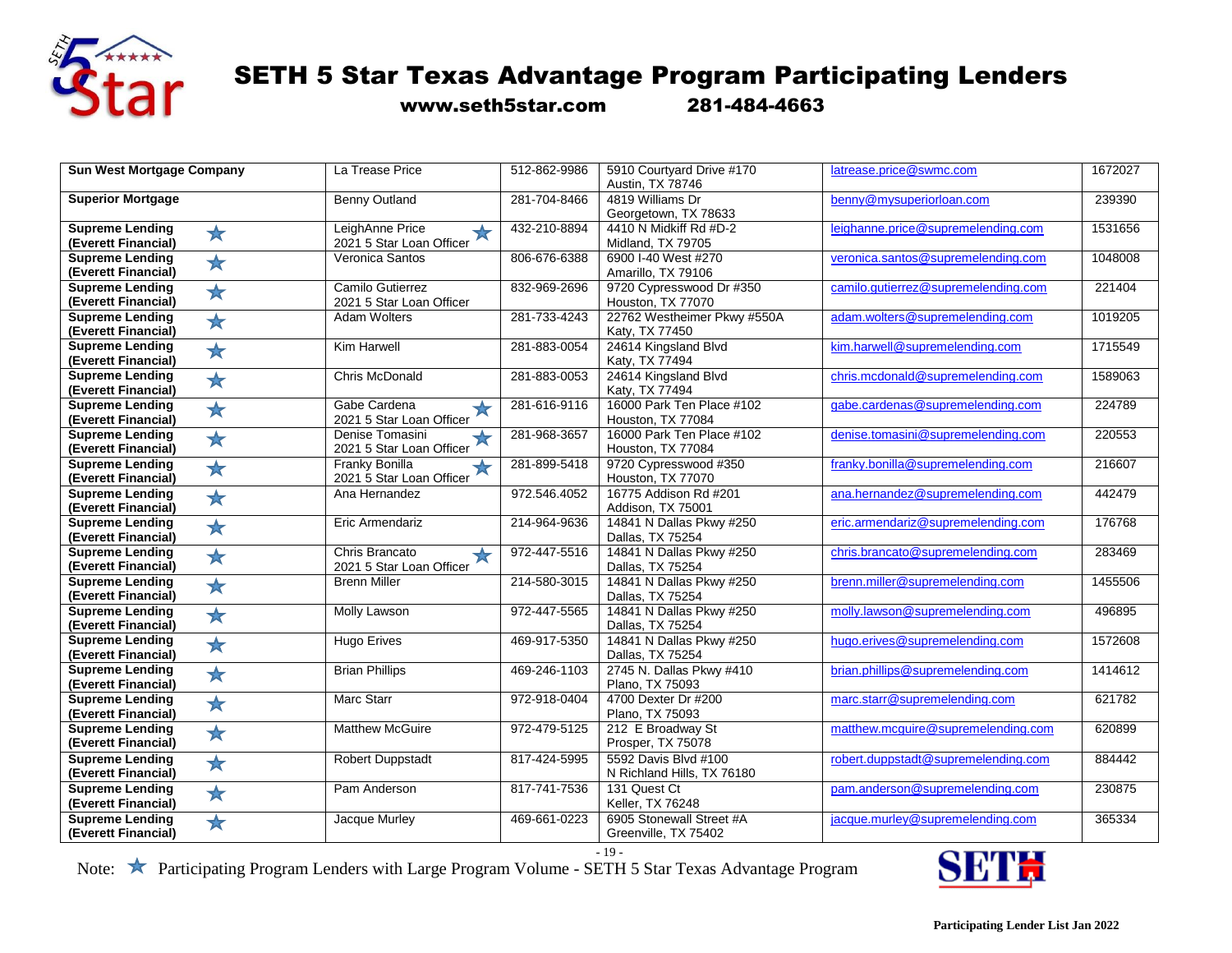# SETH 5 Star Texas Advantage Program Participating Lenders

**www.seth5star.com          281-484-4663**

| Lender | Loan Officer | Phone | Address | Email | NMLS |
|---|---|---|---|---|---|
| **Sun West Mortgage Company** | La Trease Price | 512-862-9986 | 5910 Courtyard Drive #170<br>Austin, TX 78746 | latrease.price@swmc.com | 1672027 |
| **Superior Mortgage** | Benny Outland | 281-704-8466 | 4819 Williams Dr<br>Georgetown, TX 78633 | benny@mysuperiorloan.com | 239390 |
| **Supreme Lending (Everett Financial)** ★ | LeighAnne Price ★<br>2021 5 Star Loan Officer | 432-210-8894 | 4410 N Midkiff Rd #D-2<br>Midland, TX 79705 | leighanne.price@supremelending.com | 1531656 |
| **Supreme Lending (Everett Financial)** ★ | Veronica Santos | 806-676-6388 | 6900 I-40 West #270<br>Amarillo, TX 79106 | veronica.santos@supremelending.com | 1048008 |
| **Supreme Lending (Everett Financial)** ★ | Camilo Gutierrez<br>2021 5 Star Loan Officer | 832-969-2696 | 9720 Cypresswood Dr #350<br>Houston, TX 77070 | camilo.gutierrez@supremelending.com | 221404 |
| **Supreme Lending (Everett Financial)** ★ | Adam Wolters | 281-733-4243 | 22762 Westheimer Pkwy #550A<br>Katy, TX 77450 | adam.wolters@supremelending.com | 1019205 |
| **Supreme Lending (Everett Financial)** ★ | Kim Harwell | 281-883-0054 | 24614 Kingsland Blvd<br>Katy, TX 77494 | kim.harwell@supremelending.com | 1715549 |
| **Supreme Lending (Everett Financial)** ★ | Chris McDonald | 281-883-0053 | 24614 Kingsland Blvd<br>Katy, TX 77494 | chris.mcdonald@supremelending.com | 1589063 |
| **Supreme Lending (Everett Financial)** ★ | Gabe Cardena ★<br>2021 5 Star Loan Officer | 281-616-9116 | 16000 Park Ten Place #102<br>Houston, TX 77084 | gabe.cardenas@supremelending.com | 224789 |
| **Supreme Lending (Everett Financial)** ★ | Denise Tomasini ★<br>2021 5 Star Loan Officer | 281-968-3657 | 16000 Park Ten Place #102<br>Houston, TX 77084 | denise.tomasini@supremelending.com | 220553 |
| **Supreme Lending (Everett Financial)** ★ | Franky Bonilla ★<br>2021 5 Star Loan Officer | 281-899-5418 | 9720 Cypresswood #350<br>Houston, TX 77070 | franky.bonilla@supremelending.com | 216607 |
| **Supreme Lending (Everett Financial)** ★ | Ana Hernandez | 972.546.4052 | 16775 Addison Rd #201<br>Addison, TX 75001 | ana.hernandez@supremelending.com | 442479 |
| **Supreme Lending (Everett Financial)** ★ | Eric Armendariz | 214-964-9636 | 14841 N Dallas Pkwy #250<br>Dallas, TX 75254 | eric.armendariz@supremelending.com | 176768 |
| **Supreme Lending (Everett Financial)** ★ | Chris Brancato ★<br>2021 5 Star Loan Officer | 972-447-5516 | 14841 N Dallas Pkwy #250<br>Dallas, TX 75254 | chris.brancato@supremelending.com | 283469 |
| **Supreme Lending (Everett Financial)** ★ | Brenn Miller | 214-580-3015 | 14841 N Dallas Pkwy #250<br>Dallas, TX 75254 | brenn.miller@supremelending.com | 1455506 |
| **Supreme Lending (Everett Financial)** ★ | Molly Lawson | 972-447-5565 | 14841 N Dallas Pkwy #250<br>Dallas, TX 75254 | molly.lawson@supremelending.com | 496895 |
| **Supreme Lending (Everett Financial)** ★ | Hugo Erives | 469-917-5350 | 14841 N Dallas Pkwy #250<br>Dallas, TX 75254 | hugo.erives@supremelending.com | 1572608 |
| **Supreme Lending (Everett Financial)** ★ | Brian Phillips | 469-246-1103 | 2745 N. Dallas Pkwy #410<br>Plano, TX 75093 | brian.phillips@supremelending.com | 1414612 |
| **Supreme Lending (Everett Financial)** ★ | Marc Starr | 972-918-0404 | 4700 Dexter Dr #200<br>Plano, TX 75093 | marc.starr@supremelending.com | 621782 |
| **Supreme Lending (Everett Financial)** ★ | Matthew McGuire | 972-479-5125 | 212 E Broadway St<br>Prosper, TX 75078 | matthew.mcguire@supremelending.com | 620899 |
| **Supreme Lending (Everett Financial)** ★ | Robert Duppstadt | 817-424-5995 | 5592 Davis Blvd #100<br>N Richland Hills, TX 76180 | robert.duppstadt@supremelending.com | 884442 |
| **Supreme Lending (Everett Financial)** ★ | Pam Anderson | 817-741-7536 | 131 Quest Ct<br>Keller, TX 76248 | pam.anderson@supremelending.com | 230875 |
| **Supreme Lending (Everett Financial)** ★ | Jacque Murley | 469-661-0223 | 6905 Stonewall Street #A<br>Greenville, TX 75402 | jacque.murley@supremelending.com | 365334 |

Note: ★ Participating Program Lenders with Large Program Volume - SETH 5 Star Texas Advantage Program

Participating Lender List Jan 2022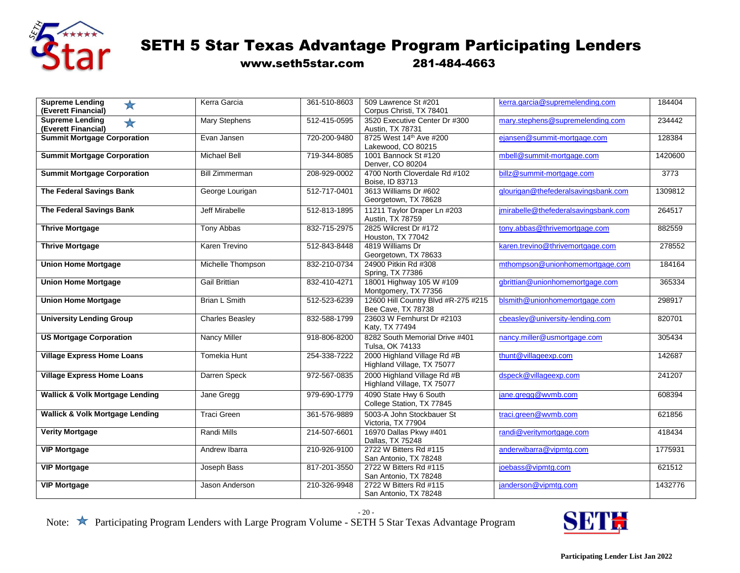# SETH 5 Star Texas Advantage Program Participating Lenders

**www.seth5star.com 281-484-4663**

| Lender | Contact | Phone | Address | Email | NMLS |
|---|---|---|---|---|---|
| **Supreme Lending (Everett Financial)** ★ | Kerra Garcia | 361-510-8603 | 509 Lawrence St #201<br>Corpus Christi, TX 78401 | kerra.garcia@supremelending.com | 184404 |
| **Supreme Lending (Everett Financial)** ★ | Mary Stephens | 512-415-0595 | 3520 Executive Center Dr #300<br>Austin, TX 78731 | mary.stephens@supremelending.com | 234442 |
| **Summit Mortgage Corporation** | Evan Jansen | 720-200-9480 | 8725 West 14th Ave #200<br>Lakewood, CO 80215 | ejansen@summit-mortgage.com | 128384 |
| **Summit Mortgage Corporation** | Michael Bell | 719-344-8085 | 1001 Bannock St #120<br>Denver, CO 80204 | mbell@summit-mortgage.com | 1420600 |
| **Summit Mortgage Corporation** | Bill Zimmerman | 208-929-0002 | 4700 North Cloverdale Rd #102<br>Boise, ID 83713 | billz@summit-mortgage.com | 3773 |
| **The Federal Savings Bank** | George Lourigan | 512-717-0401 | 3613 Williams Dr #602<br>Georgetown, TX 78628 | glourigan@thefederalsavingsbank.com | 1309812 |
| **The Federal Savings Bank** | Jeff Mirabelle | 512-813-1895 | 11211 Taylor Draper Ln #203<br>Austin, TX 78759 | jmirabelle@thefederalsavingsbank.com | 264517 |
| **Thrive Mortgage** | Tony Abbas | 832-715-2975 | 2825 Wilcrest Dr #172<br>Houston, TX 77042 | tony.abbas@thrivemortgage.com | 882559 |
| **Thrive Mortgage** | Karen Trevino | 512-843-8448 | 4819 Williams Dr<br>Georgetown, TX 78633 | karen.trevino@thrivemortgage.com | 278552 |
| **Union Home Mortgage** | Michelle Thompson | 832-210-0734 | 24900 Pitkin Rd #308<br>Spring, TX 77386 | mthompson@unionhomemortgage.com | 184164 |
| **Union Home Mortgage** | Gail Brittian | 832-410-4271 | 18001 Highway 105 W #109<br>Montgomery, TX 77356 | gbrittian@unionhomemortgage.com | 365334 |
| **Union Home Mortgage** | Brian L Smith | 512-523-6239 | 12600 Hill Country Blvd #R-275 #215<br>Bee Cave, TX 78738 | blsmith@unionhomemortgage.com | 298917 |
| **University Lending Group** | Charles Beasley | 832-588-1799 | 23603 W Fernhurst Dr #2103<br>Katy, TX 77494 | cbeasley@university-lending.com | 820701 |
| **US Mortgage Corporation** | Nancy Miller | 918-806-8200 | 8282 South Memorial Drive #401<br>Tulsa, OK 74133 | nancy.miller@usmortgage.com | 305434 |
| **Village Express Home Loans** | Tomekia Hunt | 254-338-7222 | 2000 Highland Village Rd #B<br>Highland Village, TX 75077 | thunt@villageexp.com | 142687 |
| **Village Express Home Loans** | Darren Speck | 972-567-0835 | 2000 Highland Village Rd #B<br>Highland Village, TX 75077 | dspeck@villageexp.com | 241207 |
| **Wallick & Volk Mortgage Lending** | Jane Gregg | 979-690-1779 | 4090 State Hwy 6 South<br>College Station, TX 77845 | jane.gregg@wvmb.com | 608394 |
| **Wallick & Volk Mortgage Lending** | Traci Green | 361-576-9889 | 5003-A John Stockbauer St<br>Victoria, TX 77904 | traci.green@wvmb.com | 621856 |
| **Verity Mortgage** | Randi Mills | 214-507-6601 | 16970 Dallas Pkwy #401<br>Dallas, TX 75248 | randi@veritymortgage.com | 418434 |
| **VIP Mortgage** | Andrew Ibarra | 210-926-9100 | 2722 W Bitters Rd #115<br>San Antonio, TX 78248 | anderwibarra@vipmtg.com | 1775931 |
| **VIP Mortgage** | Joseph Bass | 817-201-3550 | 2722 W Bitters Rd #115<br>San Antonio, TX 78248 | joebass@vipmtg.com | 621512 |
| **VIP Mortgage** | Jason Anderson | 210-326-9948 | 2722 W Bitters Rd #115<br>San Antonio, TX 78248 | janderson@vipmtg.com | 1432776 |

Note: ★ Participating Program Lenders with Large Program Volume - SETH 5 Star Texas Advantage Program

**Participating Lender List Jan 2022**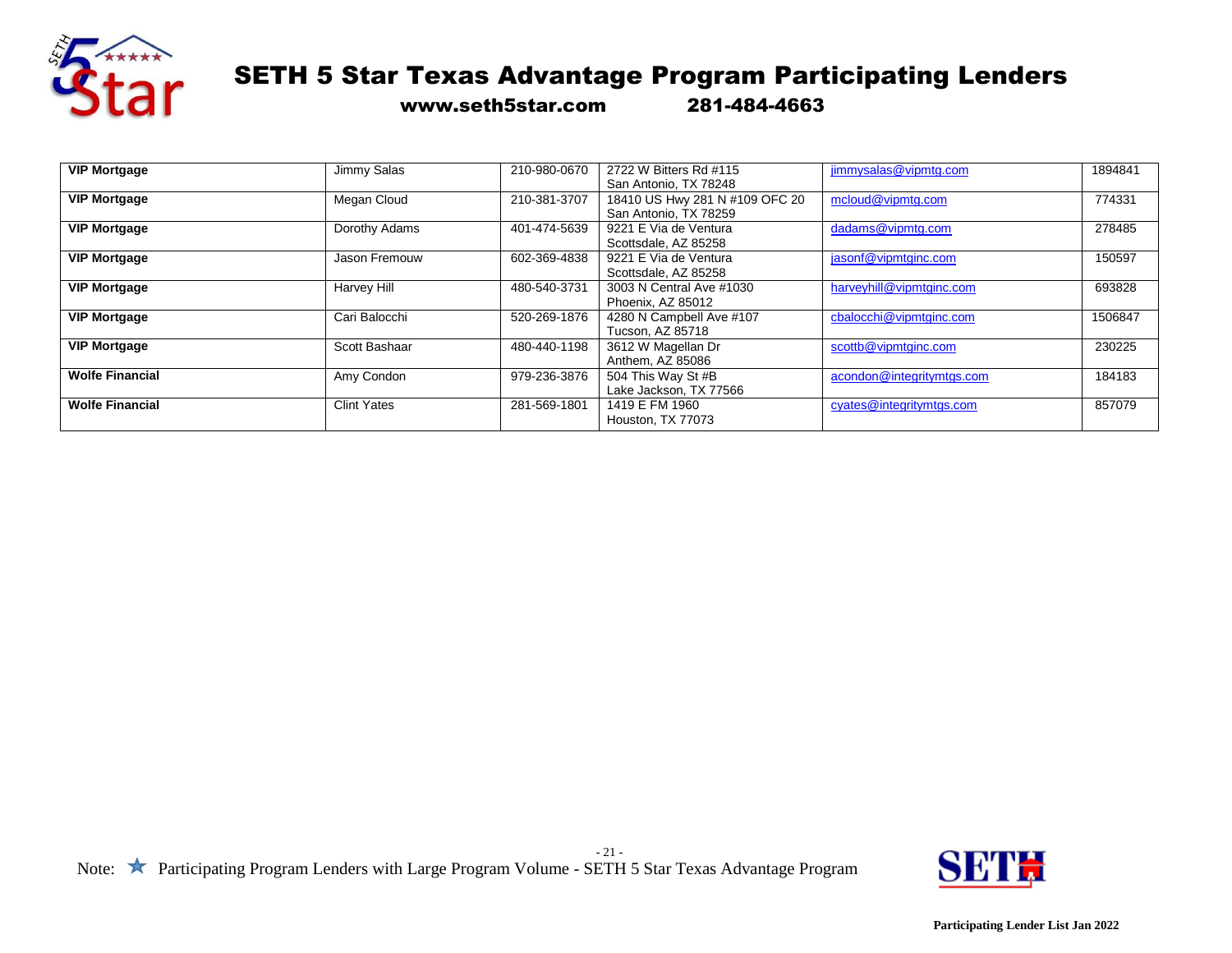# SETH 5 Star Texas Advantage Program Participating Lenders

**www.seth5star.com 281-484-4663**

| | | | | | |
|---|---|---|---|---|---|
| **VIP Mortgage** | Jimmy Salas | 210-980-0670 | 2722 W Bitters Rd #115<br>San Antonio, TX 78248 | jimmysalas@vipmtg.com | 1894841 |
| **VIP Mortgage** | Megan Cloud | 210-381-3707 | 18410 US Hwy 281 N #109 OFC 20<br>San Antonio, TX 78259 | mcloud@vipmtg.com | 774331 |
| **VIP Mortgage** | Dorothy Adams | 401-474-5639 | 9221 E Via de Ventura<br>Scottsdale, AZ 85258 | dadams@vipmtg.com | 278485 |
| **VIP Mortgage** | Jason Fremouw | 602-369-4838 | 9221 E Via de Ventura<br>Scottsdale, AZ 85258 | jasonf@vipmtginc.com | 150597 |
| **VIP Mortgage** | Harvey Hill | 480-540-3731 | 3003 N Central Ave #1030<br>Phoenix, AZ 85012 | harveyhill@vipmtginc.com | 693828 |
| **VIP Mortgage** | Cari Balocchi | 520-269-1876 | 4280 N Campbell Ave #107<br>Tucson, AZ 85718 | cbalocchi@vipmtginc.com | 1506847 |
| **VIP Mortgage** | Scott Bashaar | 480-440-1198 | 3612 W Magellan Dr<br>Anthem, AZ 85086 | scottb@vipmtginc.com | 230225 |
| **Wolfe Financial** | Amy Condon | 979-236-3876 | 504 This Way St #B<br>Lake Jackson, TX 77566 | acondon@integritymtgs.com | 184183 |
| **Wolfe Financial** | Clint Yates | 281-569-1801 | 1419 E FM 1960<br>Houston, TX 77073 | cyates@integritymtgs.com | 857079 |

Note: ★ Participating Program Lenders with Large Program Volume - SETH 5 Star Texas Advantage Program

Participating Lender List Jan 2022